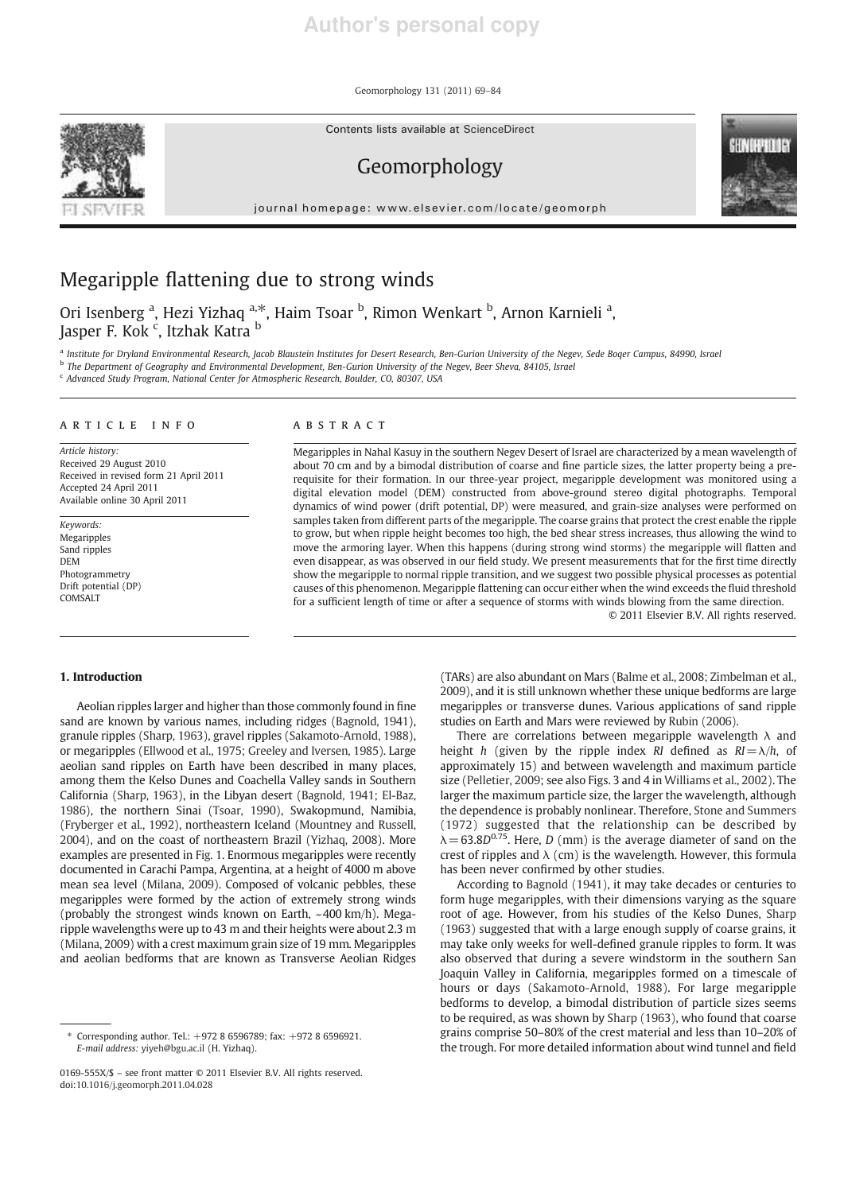# Megaripple flattening due to strong winds

Ori Isenberg [a], Hezi Yizhaq [a,*], Haim Tsoar [b], Rimon Wenkart [b], Arnon Karnieli [a], Jasper F. Kok [c], Itzhak Katra [b]

[a] Institute for Dryland Environmental Research, Jacob Blaustein Institutes for Desert Research, Ben-Gurion University of the Negev, Sede Boqer Campus, 84990, Israel
[b] The Department of Geography and Environmental Development, Ben-Gurion University of the Negev, Beer Sheva, 84105, Israel
[c] Advanced Study Program, National Center for Atmospheric Research, Boulder, CO, 80307, USA

## ARTICLE INFO

*Article history:*
Received 29 August 2010
Received in revised form 21 April 2011
Accepted 24 April 2011
Available online 30 April 2011

*Keywords:*
Megaripples
Sand ripples
DEM
Photogrammetry
Drift potential (DP)
COMSALT

## ABSTRACT

Megaripples in Nahal Kasuy in the southern Negev Desert of Israel are characterized by a mean wavelength of about 70 cm and by a bimodal distribution of coarse and fine particle sizes, the latter property being a prerequisite for their formation. In our three-year project, megaripple development was monitored using a digital elevation model (DEM) constructed from above-ground stereo digital photographs. Temporal dynamics of wind power (drift potential, DP) were measured, and grain-size analyses were performed on samples taken from different parts of the megaripple. The coarse grains that protect the crest enable the ripple to grow, but when ripple height becomes too high, the bed shear stress increases, thus allowing the wind to move the armoring layer. When this happens (during strong wind storms) the megaripple will flatten and even disappear, as was observed in our field study. We present measurements that for the first time directly show the megaripple to normal ripple transition, and we suggest two possible physical processes as potential causes of this phenomenon. Megaripple flattening can occur either when the wind exceeds the fluid threshold for a sufficient length of time or after a sequence of storms with winds blowing from the same direction.

© 2011 Elsevier B.V. All rights reserved.

## 1. Introduction

Aeolian ripples larger and higher than those commonly found in fine sand are known by various names, including ridges (Bagnold, 1941), granule ripples (Sharp, 1963), gravel ripples (Sakamoto-Arnold, 1988), or megaripples (Ellwood et al., 1975; Greeley and Iversen, 1985). Large aeolian sand ripples on Earth have been described in many places, among them the Kelso Dunes and Coachella Valley sands in Southern California (Sharp, 1963), in the Libyan desert (Bagnold, 1941; El-Baz, 1986), the northern Sinai (Tsoar, 1990), Swakopmund, Namibia, (Fryberger et al., 1992), northeastern Iceland (Mountney and Russell, 2004), and on the coast of northeastern Brazil (Yizhaq, 2008). More examples are presented in Fig. 1. Enormous megaripples were recently documented in Carachi Pampa, Argentina, at a height of 4000 m above mean sea level (Milana, 2009). Composed of volcanic pebbles, these megaripples were formed by the action of extremely strong winds (probably the strongest winds known on Earth, ~400 km/h). Megaripple wavelengths were up to 43 m and their heights were about 2.3 m (Milana, 2009) with a crest maximum grain size of 19 mm. Megaripples and aeolian bedforms that are known as Transverse Aeolian Ridges (TARs) are also abundant on Mars (Balme et al., 2008; Zimbelman et al., 2009), and it is still unknown whether these unique bedforms are large megaripples or transverse dunes. Various applications of sand ripple studies on Earth and Mars were reviewed by Rubin (2006).

There are correlations between megaripple wavelength $\lambda$ and height $h$ (given by the ripple index $RI$ defined as $RI = \lambda/h$, of approximately 15) and between wavelength and maximum particle size (Pelletier, 2009; see also Figs. 3 and 4 in Williams et al., 2002). The larger the maximum particle size, the larger the wavelength, although the dependence is probably nonlinear. Therefore, Stone and Summers (1972) suggested that the relationship can be described by $\lambda = 63.8D^{0.75}$. Here, $D$ (mm) is the average diameter of sand on the crest of ripples and $\lambda$ (cm) is the wavelength. However, this formula has been never confirmed by other studies.

According to Bagnold (1941), it may take decades or centuries to form huge megaripples, with their dimensions varying as the square root of age. However, from his studies of the Kelso Dunes, Sharp (1963) suggested that with a large enough supply of coarse grains, it may take only weeks for well-defined granule ripples to form. It was also observed that during a severe windstorm in the southern San Joaquin Valley in California, megaripples formed on a timescale of hours or days (Sakamoto-Arnold, 1988). For large megaripple bedforms to develop, a bimodal distribution of particle sizes seems to be required, as was shown by Sharp (1963), who found that coarse grains comprise 50–80% of the crest material and less than 10–20% of the trough. For more detailed information about wind tunnel and field

\* Corresponding author. Tel.: +972 8 6596789; fax: +972 8 6596921.
*E-mail address:* yiyeh@bgu.ac.il (H. Yizhaq).

0169-555X/$ – see front matter © 2011 Elsevier B.V. All rights reserved.
doi:10.1016/j.geomorph.2011.04.028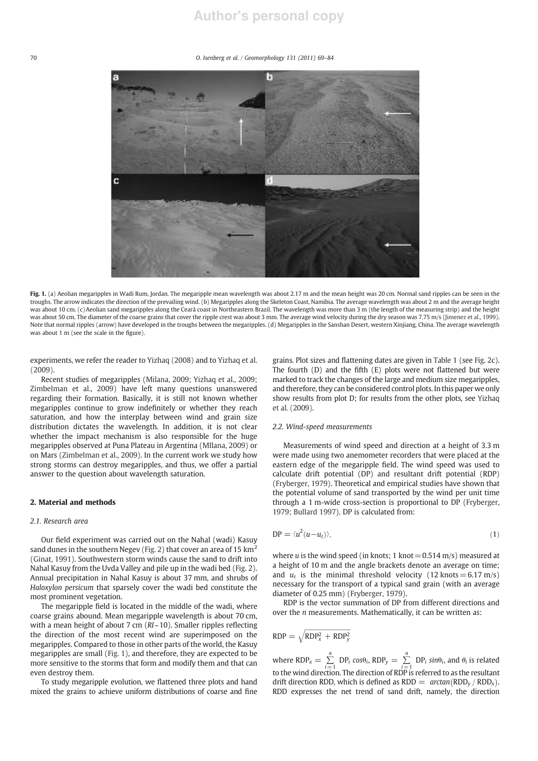**Fig. 1.** (a) Aeolian megaripples in Wadi Rum, Jordan. The megaripple mean wavelength was about 2.17 m and the mean height was 20 cm. Normal sand ripples can be seen in the troughs. The arrow indicates the direction of the prevailing wind. (b) Megaripples along the Skeleton Coast, Namibia. The average wavelength was about 2 m and the average height was about 10 cm. (c) Aeolian sand megaripples along the Cearà coast in Northeastern Brazil. The wavelength was more than 3 m (the length of the measuring strip) and the height was about 50 cm. The diameter of the coarse grains that cover the ripple crest was about 3 mm. The average wind velocity during the dry season was 7.75 m/s (Jimenez et al., 1999). Note that normal ripples (arrow) have developed in the troughs between the megaripples. (d) Megaripples in the Sanshan Desert, western Xinjiang, China. The average wavelength was about 1 m (see the scale in the figure).

experiments, we refer the reader to Yizhaq (2008) and to Yizhaq et al. (2009).

Recent studies of megaripples (Milana, 2009; Yizhaq et al., 2009; Zimbelman et al., 2009) have left many questions unanswered regarding their formation. Basically, it is still not known whether megaripples continue to grow indefinitely or whether they reach saturation, and how the interplay between wind and grain size distribution dictates the wavelength. In addition, it is not clear whether the impact mechanism is also responsible for the huge megaripples observed at Puna Plateau in Argentina (MIlana, 2009) or on Mars (Zimbelman et al., 2009). In the current work we study how strong storms can destroy megaripples, and thus, we offer a partial answer to the question about wavelength saturation.

## 2. Material and methods

### 2.1. Research area

Our field experiment was carried out on the Nahal (wadi) Kasuy sand dunes in the southern Negev (Fig. 2) that cover an area of 15 km$^2$ (Ginat, 1991). Southwestern storm winds cause the sand to drift into Nahal Kasuy from the Uvda Valley and pile up in the wadi bed (Fig. 2). Annual precipitation in Nahal Kasuy is about 37 mm, and shrubs of *Haloxylon persicum* that sparsely cover the wadi bed constitute the most prominent vegetation.

The megaripple field is located in the middle of the wadi, where coarse grains abound. Mean megaripple wavelength is about 70 cm, with a mean height of about 7 cm ($RI \sim 10$). Smaller ripples reflecting the direction of the most recent wind are superimposed on the megaripples. Compared to those in other parts of the world, the Kasuy megaripples are small (Fig. 1), and therefore, they are expected to be more sensitive to the storms that form and modify them and that can even destroy them.

To study megaripple evolution, we flattened three plots and hand mixed the grains to achieve uniform distributions of coarse and fine grains. Plot sizes and flattening dates are given in Table 1 (see Fig. 2c). The fourth (D) and the fifth (E) plots were not flattened but were marked to track the changes of the large and medium size megaripples, and therefore, they can be considered control plots. In this paper we only show results from plot D; for results from the other plots, see Yizhaq et al. (2009).

### 2.2. Wind-speed measurements

Measurements of wind speed and direction at a height of 3.3 m were made using two anemometer recorders that were placed at the eastern edge of the megaripple field. The wind speed was used to calculate drift potential (DP) and resultant drift potential (RDP) (Fryberger, 1979). Theoretical and empirical studies have shown that the potential volume of sand transported by the wind per unit time through a 1 m-wide cross-section is proportional to DP (Fryberger, 1979; Bullard 1997). DP is calculated from:

$$\mathrm{DP} = \langle u^2(u - u_t) \rangle, \tag{1}$$

where $u$ is the wind speed (in knots; 1 knot = 0.514 m/s) measured at a height of 10 m and the angle brackets denote an average on time; and $u_t$ is the minimal threshold velocity (12 knots = 6.17 m/s) necessary for the transport of a typical sand grain (with an average diameter of 0.25 mm) (Fryberger, 1979).

RDP is the vector summation of DP from different directions and over the $n$ measurements. Mathematically, it can be written as:

$$\mathrm{RDP} = \sqrt{\mathrm{RDP}_x^2 + \mathrm{RDP}_y^2}$$

where $\mathrm{RDP}_x = \sum_{i=1}^{n} \mathrm{DP}_i \cos\theta_i$, $\mathrm{RDP}_y = \sum_{i=1}^{n} \mathrm{DP}_i \sin\theta_i$, and $\theta_i$ is related to the wind direction. The direction of RDP is referred to as the resultant drift direction RDD, which is defined as $\mathrm{RDD} = \arctan(\mathrm{RDD}_y / \mathrm{RDD}_x)$. RDD expresses the net trend of sand drift, namely, the direction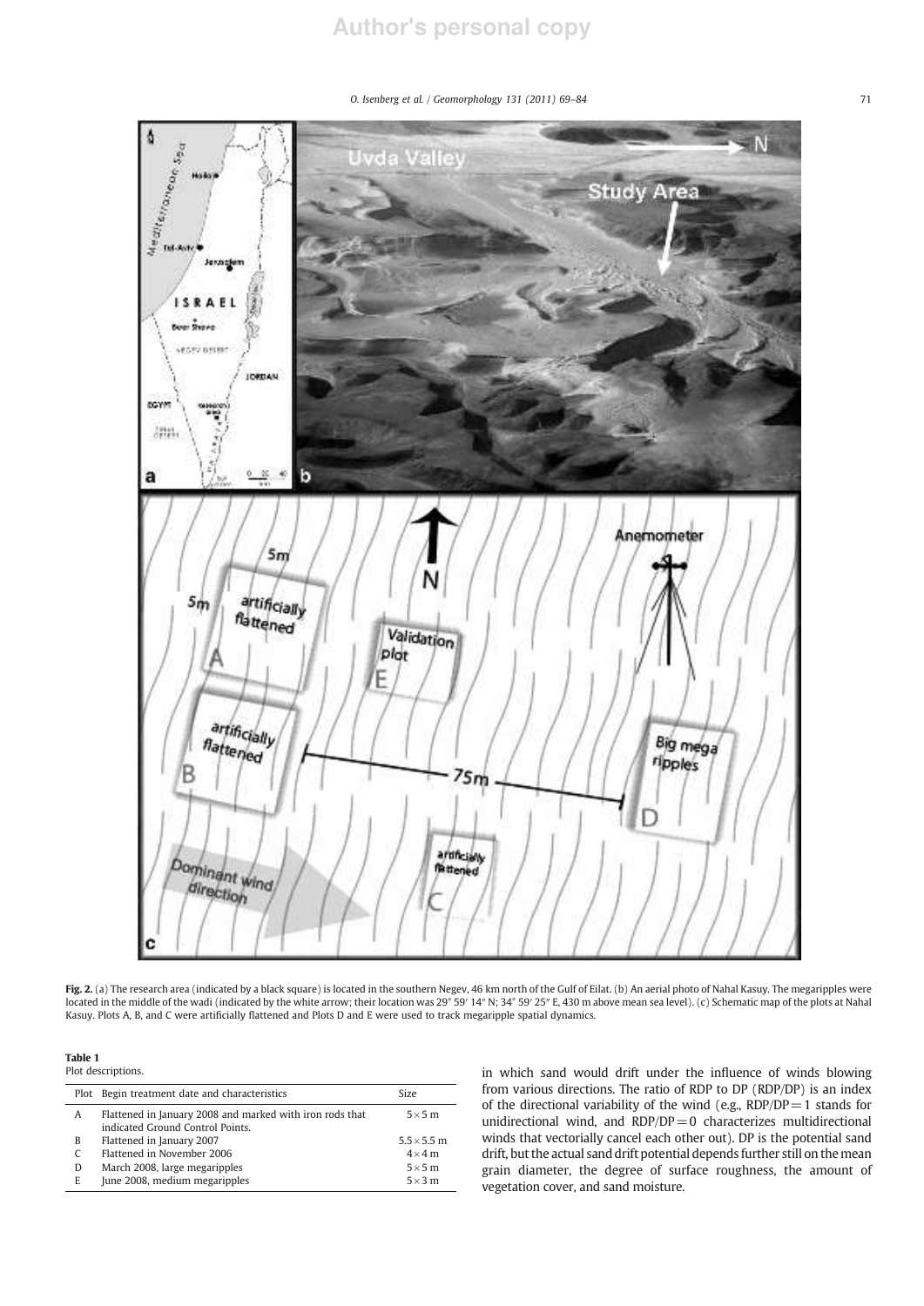**Fig. 2.** (a) The research area (indicated by a black square) is located in the southern Negev, 46 km north of the Gulf of Eilat. (b) An aerial photo of Nahal Kasuy. The megaripples were located in the middle of the wadi (indicated by the white arrow; their location was 29° 59′ 14″ N; 34° 59′ 25″ E, 430 m above mean sea level). (c) Schematic map of the plots at Nahal Kasuy. Plots A, B, and C were artificially flattened and Plots D and E were used to track megaripple spatial dynamics.

**Table 1**
Plot descriptions.

| Plot | Begin treatment date and characteristics | Size |
|---|---|---|
| A | Flattened in January 2008 and marked with iron rods that indicated Ground Control Points. | 5 × 5 m |
| B | Flattened in January 2007 | 5.5 × 5.5 m |
| C | Flattened in November 2006 | 4 × 4 m |
| D | March 2008, large megaripples | 5 × 5 m |
| E | June 2008, medium megaripples | 5 × 3 m |

in which sand would drift under the influence of winds blowing from various directions. The ratio of RDP to DP (RDP/DP) is an index of the directional variability of the wind (e.g., RDP/DP = 1 stands for unidirectional wind, and RDP/DP = 0 characterizes multidirectional winds that vectorially cancel each other out). DP is the potential sand drift, but the actual sand drift potential depends further still on the mean grain diameter, the degree of surface roughness, the amount of vegetation cover, and sand moisture.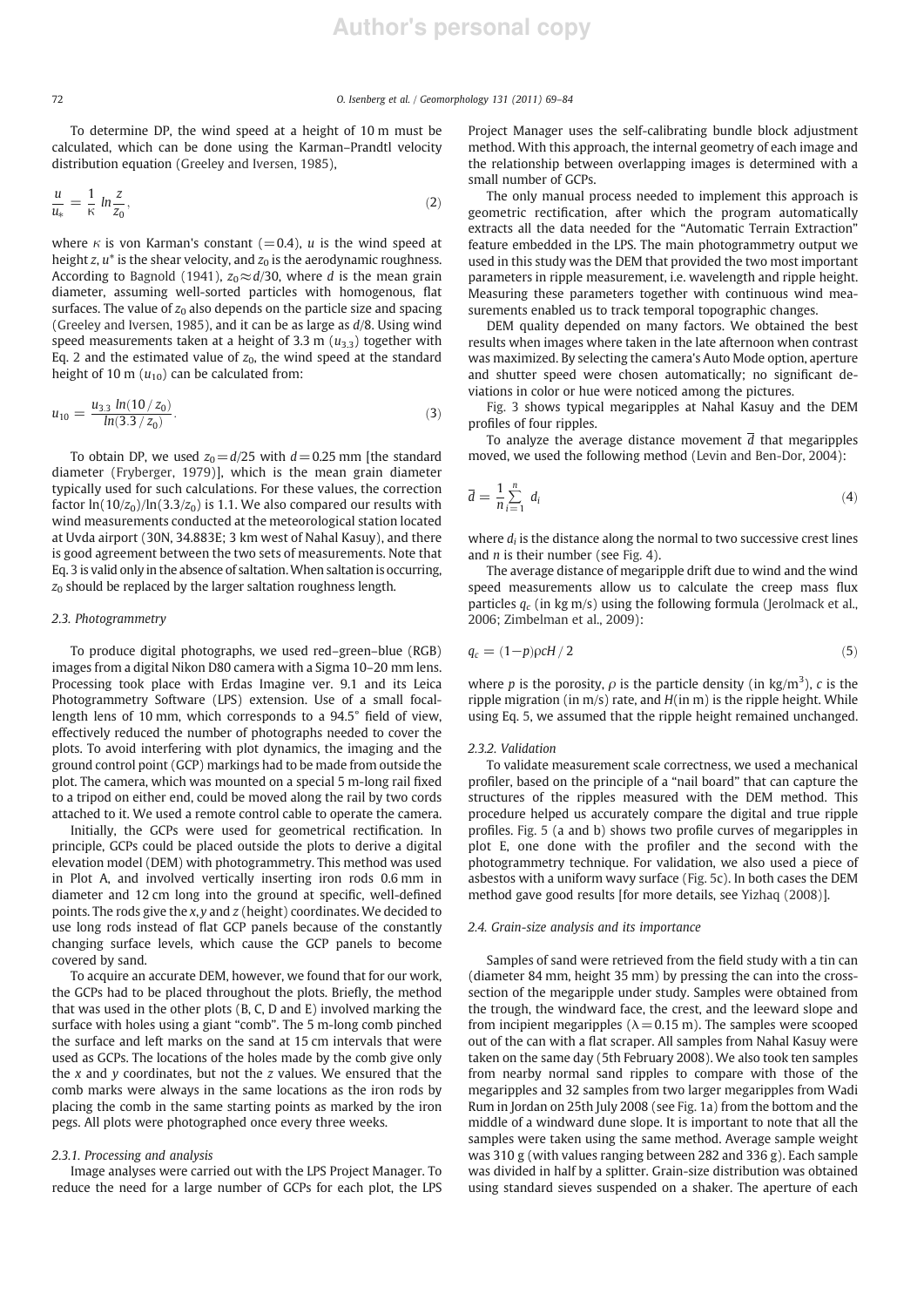To determine DP, the wind speed at a height of 10 m must be calculated, which can be done using the Karman–Prandtl velocity distribution equation (Greeley and Iversen, 1985),

$$\frac{u}{u_*} = \frac{1}{\kappa} \ln\frac{z}{z_0}, \tag{2}$$

where $\kappa$ is von Karman's constant (=0.4), $u$ is the wind speed at height $z$, $u^*$ is the shear velocity, and $z_0$ is the aerodynamic roughness. According to Bagnold (1941), $z_0 \approx d/30$, where $d$ is the mean grain diameter, assuming well-sorted particles with homogenous, flat surfaces. The value of $z_0$ also depends on the particle size and spacing (Greeley and Iversen, 1985), and it can be as large as $d/8$. Using wind speed measurements taken at a height of 3.3 m ($u_{3.3}$) together with Eq. 2 and the estimated value of $z_0$, the wind speed at the standard height of 10 m ($u_{10}$) can be calculated from:

$$u_{10} = \frac{u_{3.3}\ \ln(10/z_0)}{\ln(3.3/z_0)}. \tag{3}$$

To obtain DP, we used $z_0 = d/25$ with $d = 0.25$ mm [the standard diameter (Fryberger, 1979)], which is the mean grain diameter typically used for such calculations. For these values, the correction factor $\ln(10/z_0)/\ln(3.3/z_0)$ is 1.1. We also compared our results with wind measurements conducted at the meteorological station located at Uvda airport (30N, 34.883E; 3 km west of Nahal Kasuy), and there is good agreement between the two sets of measurements. Note that Eq. 3 is valid only in the absence of saltation. When saltation is occurring, $z_0$ should be replaced by the larger saltation roughness length.

### 2.3. Photogrammetry

To produce digital photographs, we used red–green–blue (RGB) images from a digital Nikon D80 camera with a Sigma 10–20 mm lens. Processing took place with Erdas Imagine ver. 9.1 and its Leica Photogrammetry Software (LPS) extension. Use of a small focal-length lens of 10 mm, which corresponds to a 94.5° field of view, effectively reduced the number of photographs needed to cover the plots. To avoid interfering with plot dynamics, the imaging and the ground control point (GCP) markings had to be made from outside the plot. The camera, which was mounted on a special 5 m-long rail fixed to a tripod on either end, could be moved along the rail by two cords attached to it. We used a remote control cable to operate the camera.

Initially, the GCPs were used for geometrical rectification. In principle, GCPs could be placed outside the plots to derive a digital elevation model (DEM) with photogrammetry. This method was used in Plot A, and involved vertically inserting iron rods 0.6 mm in diameter and 12 cm long into the ground at specific, well-defined points. The rods give the $x$, $y$ and $z$ (height) coordinates. We decided to use long rods instead of flat GCP panels because of the constantly changing surface levels, which cause the GCP panels to become covered by sand.

To acquire an accurate DEM, however, we found that for our work, the GCPs had to be placed throughout the plots. Briefly, the method that was used in the other plots (B, C, D and E) involved marking the surface with holes using a giant "comb". The 5 m-long comb pinched the surface and left marks on the sand at 15 cm intervals that were used as GCPs. The locations of the holes made by the comb give only the $x$ and $y$ coordinates, but not the $z$ values. We ensured that the comb marks were always in the same locations as the iron rods by placing the comb in the same starting points as marked by the iron pegs. All plots were photographed once every three weeks.

#### 2.3.1. Processing and analysis

Image analyses were carried out with the LPS Project Manager. To reduce the need for a large number of GCPs for each plot, the LPS Project Manager uses the self-calibrating bundle block adjustment method. With this approach, the internal geometry of each image and the relationship between overlapping images is determined with a small number of GCPs.

The only manual process needed to implement this approach is geometric rectification, after which the program automatically extracts all the data needed for the "Automatic Terrain Extraction" feature embedded in the LPS. The main photogrammetry output we used in this study was the DEM that provided the two most important parameters in ripple measurement, i.e. wavelength and ripple height. Measuring these parameters together with continuous wind measurements enabled us to track temporal topographic changes.

DEM quality depended on many factors. We obtained the best results when images where taken in the late afternoon when contrast was maximized. By selecting the camera's Auto Mode option, aperture and shutter speed were chosen automatically; no significant deviations in color or hue were noticed among the pictures.

Fig. 3 shows typical megaripples at Nahal Kasuy and the DEM profiles of four ripples.

To analyze the average distance movement $\overline{d}$ that megaripples moved, we used the following method (Levin and Ben-Dor, 2004):

$$\overline{d} = \frac{1}{n}\sum_{i=1}^{n} d_i \tag{4}$$

where $d_i$ is the distance along the normal to two successive crest lines and $n$ is their number (see Fig. 4).

The average distance of megaripple drift due to wind and the wind speed measurements allow us to calculate the creep mass flux particles $q_c$ (in kg m/s) using the following formula (Jerolmack et al., 2006; Zimbelman et al., 2009):

$$q_c = (1-p)\rho cH/2 \tag{5}$$

where $p$ is the porosity, $\rho$ is the particle density (in kg/m$^3$), $c$ is the ripple migration (in m/s) rate, and $H$(in m) is the ripple height. While using Eq. 5, we assumed that the ripple height remained unchanged.

#### 2.3.2. Validation

To validate measurement scale correctness, we used a mechanical profiler, based on the principle of a "nail board" that can capture the structures of the ripples measured with the DEM method. This procedure helped us accurately compare the digital and true ripple profiles. Fig. 5 (a and b) shows two profile curves of megaripples in plot E, one done with the profiler and the second with the photogrammetry technique. For validation, we also used a piece of asbestos with a uniform wavy surface (Fig. 5c). In both cases the DEM method gave good results [for more details, see Yizhaq (2008)].

### 2.4. Grain-size analysis and its importance

Samples of sand were retrieved from the field study with a tin can (diameter 84 mm, height 35 mm) by pressing the can into the cross-section of the megaripple under study. Samples were obtained from the trough, the windward face, the crest, and the leeward slope and from incipient megaripples ($\lambda$ = 0.15 m). The samples were scooped out of the can with a flat scraper. All samples from Nahal Kasuy were taken on the same day (5th February 2008). We also took ten samples from nearby normal sand ripples to compare with those of the megaripples and 32 samples from two larger megaripples from Wadi Rum in Jordan on 25th July 2008 (see Fig. 1a) from the bottom and the middle of a windward dune slope. It is important to note that all the samples were taken using the same method. Average sample weight was 310 g (with values ranging between 282 and 336 g). Each sample was divided in half by a splitter. Grain-size distribution was obtained using standard sieves suspended on a shaker. The aperture of each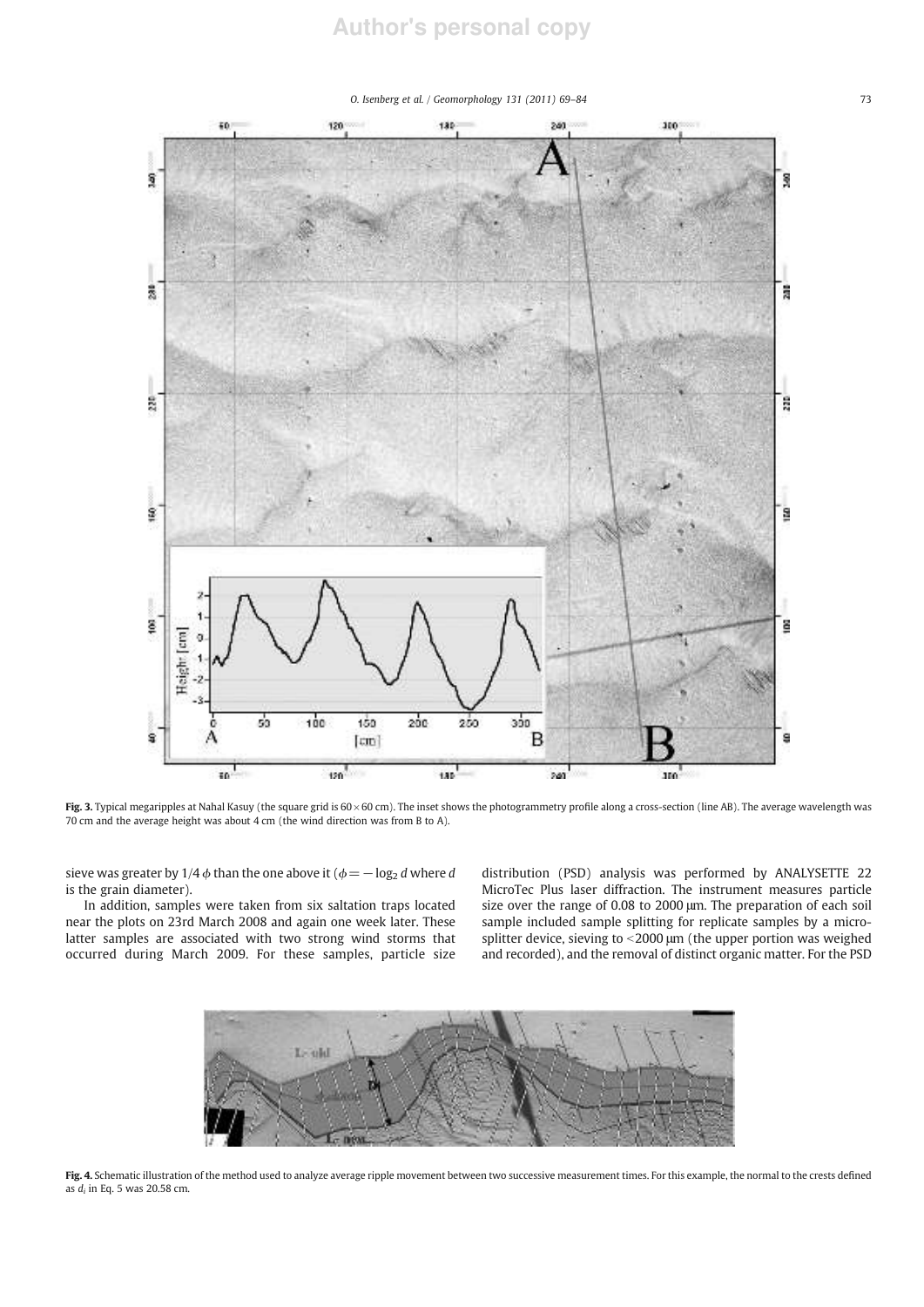Fig. 3. Typical megaripples at Nahal Kasuy (the square grid is 60 × 60 cm). The inset shows the photogrammetry profile along a cross-section (line AB). The average wavelength was 70 cm and the average height was about 4 cm (the wind direction was from B to A).

sieve was greater by 1/4 $\phi$ than the one above it ($\phi = -\log_2 d$ where $d$ is the grain diameter).

In addition, samples were taken from six saltation traps located near the plots on 23rd March 2008 and again one week later. These latter samples are associated with two strong wind storms that occurred during March 2009. For these samples, particle size distribution (PSD) analysis was performed by ANALYSETTE 22 MicroTec Plus laser diffraction. The instrument measures particle size over the range of 0.08 to 2000 μm. The preparation of each soil sample included sample splitting for replicate samples by a micro-splitter device, sieving to <2000 μm (the upper portion was weighed and recorded), and the removal of distinct organic matter. For the PSD

Fig. 4. Schematic illustration of the method used to analyze average ripple movement between two successive measurement times. For this example, the normal to the crests defined as $d_i$ in Eq. 5 was 20.58 cm.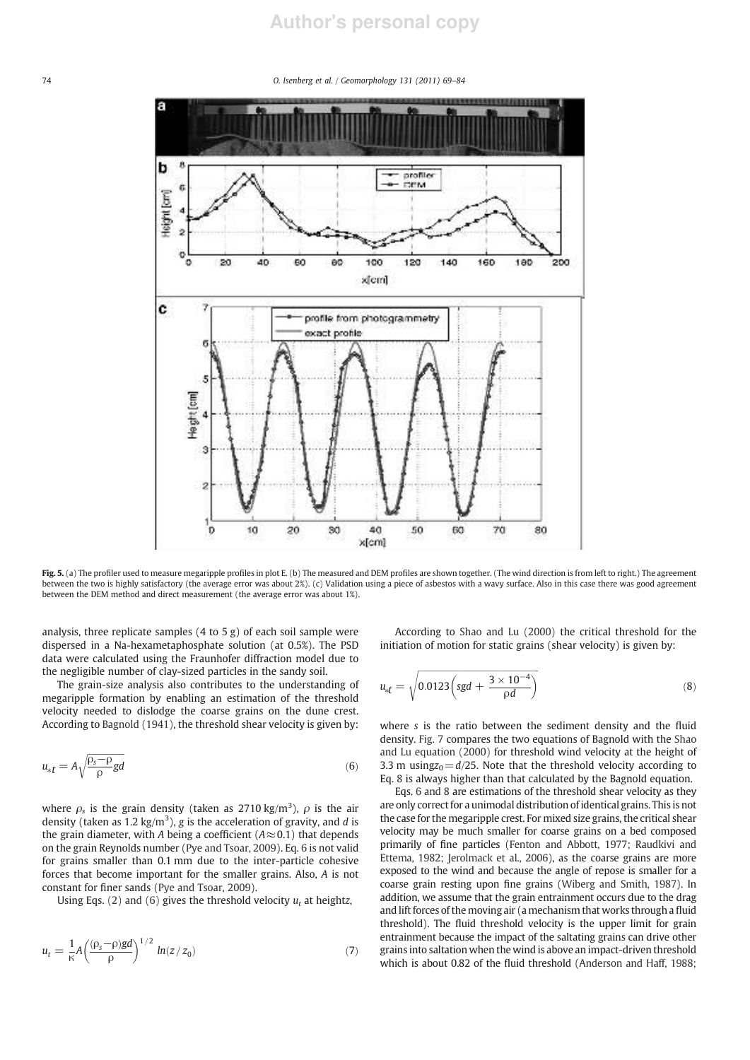**Fig. 5.** (a) The profiler used to measure megaripple profiles in plot E. (b) The measured and DEM profiles are shown together. (The wind direction is from left to right.) The agreement between the two is highly satisfactory (the average error was about 2%). (c) Validation using a piece of asbestos with a wavy surface. Also in this case there was good agreement between the DEM method and direct measurement (the average error was about 1%).

analysis, three replicate samples (4 to 5 g) of each soil sample were dispersed in a Na-hexametaphosphate solution (at 0.5%). The PSD data were calculated using the Fraunhofer diffraction model due to the negligible number of clay-sized particles in the sandy soil.

The grain-size analysis also contributes to the understanding of megaripple formation by enabling an estimation of the threshold velocity needed to dislodge the coarse grains on the dune crest. According to Bagnold (1941), the threshold shear velocity is given by:

$$u_{*t} = A\sqrt{\frac{\rho_s - \rho}{\rho}gd} \tag{6}$$

where $\rho_s$ is the grain density (taken as 2710 kg/m$^3$), $\rho$ is the air density (taken as 1.2 kg/m$^3$), $g$ is the acceleration of gravity, and $d$ is the grain diameter, with $A$ being a coefficient ($A \approx 0.1$) that depends on the grain Reynolds number (Pye and Tsoar, 2009). Eq. 6 is not valid for grains smaller than 0.1 mm due to the inter-particle cohesive forces that become important for the smaller grains. Also, $A$ is not constant for finer sands (Pye and Tsoar, 2009).

Using Eqs. (2) and (6) gives the threshold velocity $u_t$ at height$z$,

$$u_t = \frac{1}{\kappa}A\left(\frac{(\rho_s - \rho)gd}{\rho}\right)^{1/2} ln(z/z_0) \tag{7}$$

According to Shao and Lu (2000) the critical threshold for the initiation of motion for static grains (shear velocity) is given by:

$$u_{*t} = \sqrt{0.0123\left(sgd + \frac{3 \times 10^{-4}}{\rho d}\right)} \tag{8}$$

where $s$ is the ratio between the sediment density and the fluid density. Fig. 7 compares the two equations of Bagnold with the Shao and Lu equation (2000) for threshold wind velocity at the height of 3.3 m using$z_0 = d/25$. Note that the threshold velocity according to Eq. 8 is always higher than that calculated by the Bagnold equation.

Eqs. 6 and 8 are estimations of the threshold shear velocity as they are only correct for a unimodal distribution of identical grains. This is not the case for the megaripple crest. For mixed size grains, the critical shear velocity may be much smaller for coarse grains on a bed composed primarily of fine particles (Fenton and Abbott, 1977; Raudkivi and Ettema, 1982; Jerolmack et al., 2006), as the coarse grains are more exposed to the wind and because the angle of repose is smaller for a coarse grain resting upon fine grains (Wiberg and Smith, 1987). In addition, we assume that the grain entrainment occurs due to the drag and lift forces of the moving air (a mechanism that works through a fluid threshold). The fluid threshold velocity is the upper limit for grain entrainment because the impact of the saltating grains can drive other grains into saltation when the wind is above an impact-driven threshold which is about 0.82 of the fluid threshold (Anderson and Haff, 1988;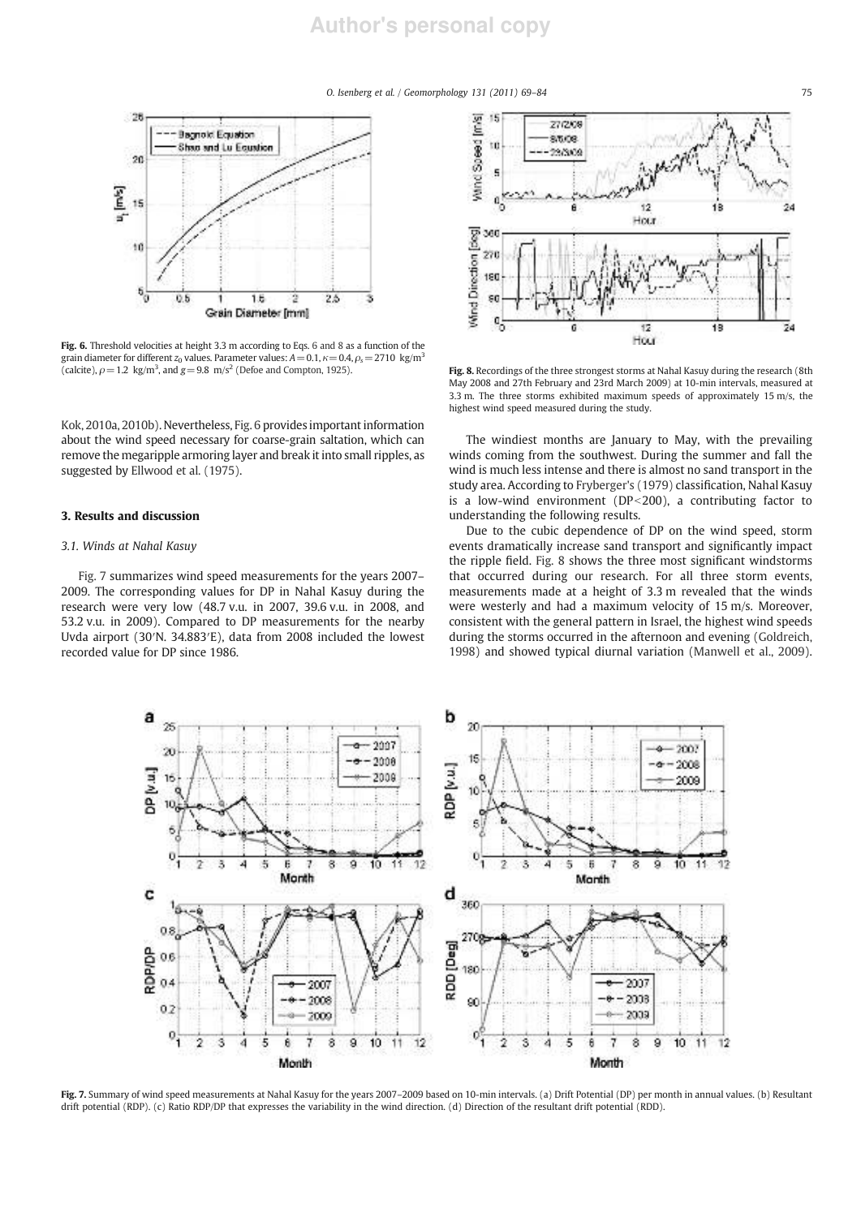**Fig. 6.** Threshold velocities at height 3.3 m according to Eqs. 6 and 8 as a function of the grain diameter for different $z_0$ values. Parameter values: $A=0.1$, $\kappa=0.4$, $\rho_s=2710$ kg/m$^3$ (calcite), $\rho=1.2$ kg/m$^3$, and $g=9.8$ m/s$^2$ (Defoe and Compton, 1925).

**Fig. 8.** Recordings of the three strongest storms at Nahal Kasuy during the research (8th May 2008 and 27th February and 23rd March 2009) at 10-min intervals, measured at 3.3 m. The three storms exhibited maximum speeds of approximately 15 m/s, the highest wind speed measured during the study.

Kok, 2010a, 2010b). Nevertheless, Fig. 6 provides important information about the wind speed necessary for coarse-grain saltation, which can remove the megaripple armoring layer and break it into small ripples, as suggested by Ellwood et al. (1975).

## 3. Results and discussion

### 3.1. Winds at Nahal Kasuy

Fig. 7 summarizes wind speed measurements for the years 2007–2009. The corresponding values for DP in Nahal Kasuy during the research were very low (48.7 v.u. in 2007, 39.6 v.u. in 2008, and 53.2 v.u. in 2009). Compared to DP measurements for the nearby Uvda airport (30′N. 34.883′E), data from 2008 included the lowest recorded value for DP since 1986.

The windiest months are January to May, with the prevailing winds coming from the southwest. During the summer and fall the wind is much less intense and there is almost no sand transport in the study area. According to Fryberger's (1979) classification, Nahal Kasuy is a low-wind environment (DP<200), a contributing factor to understanding the following results.

Due to the cubic dependence of DP on the wind speed, storm events dramatically increase sand transport and significantly impact the ripple field. Fig. 8 shows the three most significant windstorms that occurred during our research. For all three storm events, measurements made at a height of 3.3 m revealed that the winds were westerly and had a maximum velocity of 15 m/s. Moreover, consistent with the general pattern in Israel, the highest wind speeds during the storms occurred in the afternoon and evening (Goldreich, 1998) and showed typical diurnal variation (Manwell et al., 2009).

**Fig. 7.** Summary of wind speed measurements at Nahal Kasuy for the years 2007–2009 based on 10-min intervals. (a) Drift Potential (DP) per month in annual values. (b) Resultant drift potential (RDP). (c) Ratio RDP/DP that expresses the variability in the wind direction. (d) Direction of the resultant drift potential (RDD).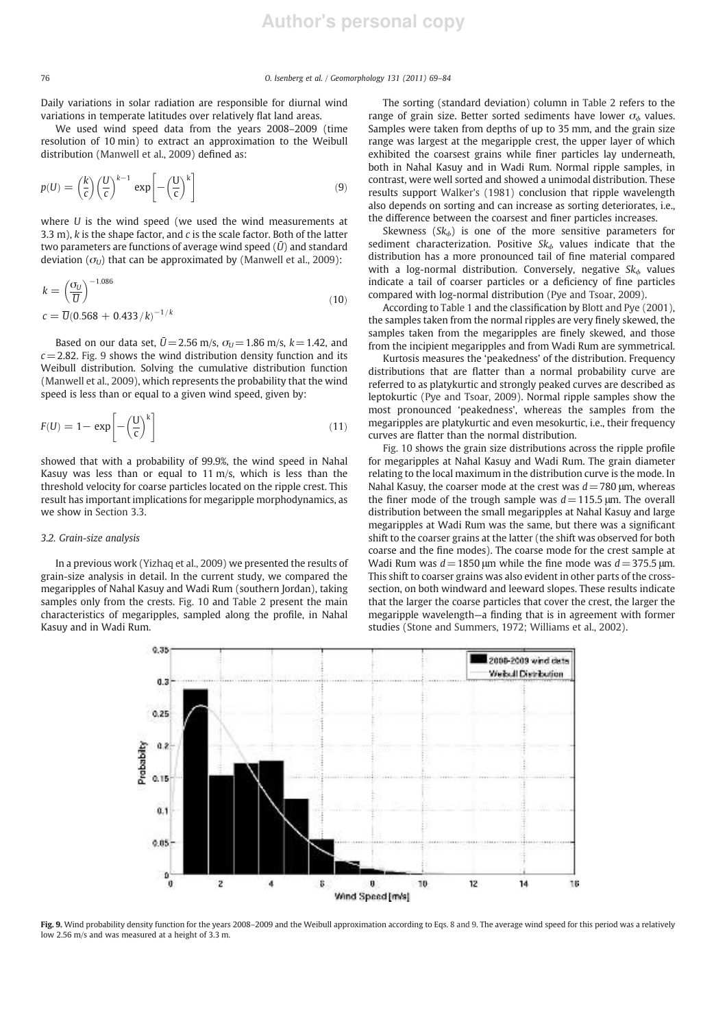Daily variations in solar radiation are responsible for diurnal wind variations in temperate latitudes over relatively flat land areas.

We used wind speed data from the years 2008–2009 (time resolution of 10 min) to extract an approximation to the Weibull distribution (Manwell et al., 2009) defined as:

$$p(U) = \left(\frac{k}{c}\right)\left(\frac{U}{c}\right)^{k-1} \exp\left[-\left(\frac{U}{c}\right)^{k}\right] \tag{9}$$

where $U$ is the wind speed (we used the wind measurements at 3.3 m), $k$ is the shape factor, and $c$ is the scale factor. Both of the latter two parameters are functions of average wind speed ($\bar{U}$) and standard deviation ($\sigma_U$) that can be approximated by (Manwell et al., 2009):

$$k = \left(\frac{\sigma_U}{\bar{U}}\right)^{-1.086}$$
$$c = \bar{U}(0.568 + 0.433/k)^{-1/k} \tag{10}$$

Based on our data set, $\bar{U} = 2.56$ m/s, $\sigma_U = 1.86$ m/s, $k = 1.42$, and $c = 2.82$. Fig. 9 shows the wind distribution density function and its Weibull distribution. Solving the cumulative distribution function (Manwell et al., 2009), which represents the probability that the wind speed is less than or equal to a given wind speed, given by:

$$F(U) = 1 - \exp\left[-\left(\frac{U}{c}\right)^{k}\right] \tag{11}$$

showed that with a probability of 99.9%, the wind speed in Nahal Kasuy was less than or equal to 11 m/s, which is less than the threshold velocity for coarse particles located on the ripple crest. This result has important implications for megaripple morphodynamics, as we show in Section 3.3.

### 3.2. Grain-size analysis

In a previous work (Yizhaq et al., 2009) we presented the results of grain-size analysis in detail. In the current study, we compared the megaripples of Nahal Kasuy and Wadi Rum (southern Jordan), taking samples only from the crests. Fig. 10 and Table 2 present the main characteristics of megaripples, sampled along the profile, in Nahal Kasuy and in Wadi Rum.

The sorting (standard deviation) column in Table 2 refers to the range of grain size. Better sorted sediments have lower $\sigma_\phi$ values. Samples were taken from depths of up to 35 mm, and the grain size range was largest at the megaripple crest, the upper layer of which exhibited the coarsest grains while finer particles lay underneath, both in Nahal Kasuy and in Wadi Rum. Normal ripple samples, in contrast, were well sorted and showed a unimodal distribution. These results support Walker's (1981) conclusion that ripple wavelength also depends on sorting and can increase as sorting deteriorates, i.e., the difference between the coarsest and finer particles increases.

Skewness ($Sk_\phi$) is one of the more sensitive parameters for sediment characterization. Positive $Sk_\phi$ values indicate that the distribution has a more pronounced tail of fine material compared with a log-normal distribution. Conversely, negative $Sk_\phi$ values indicate a tail of coarser particles or a deficiency of fine particles compared with log-normal distribution (Pye and Tsoar, 2009).

According to Table 1 and the classification by Blott and Pye (2001), the samples taken from the normal ripples are very finely skewed, the samples taken from the megaripples are finely skewed, and those from the incipient megaripples and from Wadi Rum are symmetrical.

Kurtosis measures the 'peakedness' of the distribution. Frequency distributions that are flatter than a normal probability curve are referred to as platykurtic and strongly peaked curves are described as leptokurtic (Pye and Tsoar, 2009). Normal ripple samples show the most pronounced 'peakedness', whereas the samples from the megaripples are platykurtic and even mesokurtic, i.e., their frequency curves are flatter than the normal distribution.

Fig. 10 shows the grain size distributions across the ripple profile for megaripples at Nahal Kasuy and Wadi Rum. The grain diameter relating to the local maximum in the distribution curve is the mode. In Nahal Kasuy, the coarser mode at the crest was $d = 780$ μm, whereas the finer mode of the trough sample was $d = 115.5$ μm. The overall distribution between the small megaripples at Nahal Kasuy and large megaripples at Wadi Rum was the same, but there was a significant shift to the coarser grains at the latter (the shift was observed for both coarse and the fine modes). The coarse mode for the crest sample at Wadi Rum was $d = 1850$ μm while the fine mode was $d = 375.5$ μm. This shift to coarser grains was also evident in other parts of the cross-section, on both windward and leeward slopes. These results indicate that the larger the coarse particles that cover the crest, the larger the megaripple wavelength—a finding that is in agreement with former studies (Stone and Summers, 1972; Williams et al., 2002).

**Fig. 9.** Wind probability density function for the years 2008–2009 and the Weibull approximation according to Eqs. 8 and 9. The average wind speed for this period was a relatively low 2.56 m/s and was measured at a height of 3.3 m.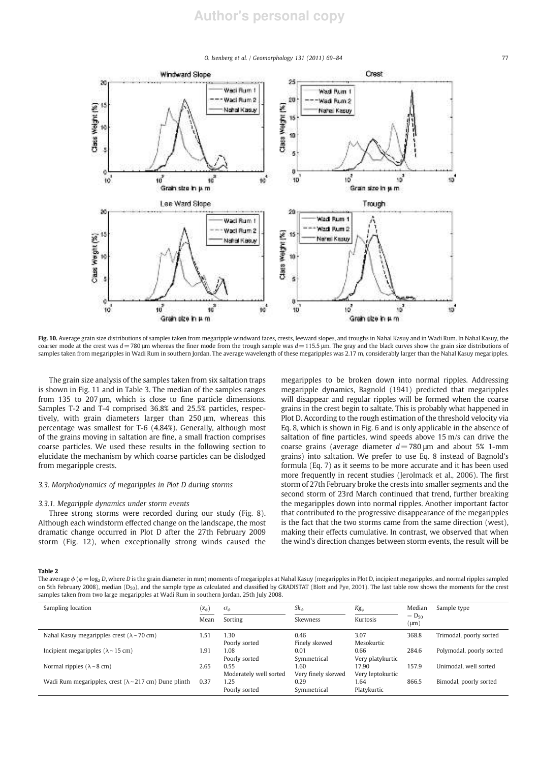**Fig. 10.** Average grain size distributions of samples taken from megaripple windward faces, crests, leeward slopes, and troughs in Nahal Kasuy and in Wadi Rum. In Nahal Kasuy, the coarser mode at the crest was $d = 780$ μm whereas the finer mode from the trough sample was $d = 115.5$ μm. The gray and the black curves show the grain size distributions of samples taken from megaripples in Wadi Rum in southern Jordan. The average wavelength of these megaripples was 2.17 m, considerably larger than the Nahal Kasuy megaripples.

The grain size analysis of the samples taken from six saltation traps is shown in Fig. 11 and in Table 3. The median of the samples ranges from 135 to 207 μm, which is close to fine particle dimensions. Samples T-2 and T-4 comprised 36.8% and 25.5% particles, respectively, with grain diameters larger than 250 μm, whereas this percentage was smallest for T-6 (4.84%). Generally, although most of the grains moving in saltation are fine, a small fraction comprises coarse particles. We used these results in the following section to elucidate the mechanism by which coarse particles can be dislodged from megaripple crests.

### 3.3. Morphodynamics of megaripples in Plot D during storms

#### 3.3.1. Megaripple dynamics under storm events

Three strong storms were recorded during our study (Fig. 8). Although each windstorm effected change on the landscape, the most dramatic change occurred in Plot D after the 27th February 2009 storm (Fig. 12), when exceptionally strong winds caused the megaripples to be broken down into normal ripples. Addressing megaripple dynamics, Bagnold (1941) predicted that megaripples will disappear and regular ripples will be formed when the coarse grains in the crest begin to saltate. This is probably what happened in Plot D. According to the rough estimation of the threshold velocity via Eq. 8, which is shown in Fig. 6 and is only applicable in the absence of saltation of fine particles, wind speeds above 15 m/s can drive the coarse grains (average diameter $d = 780$ μm and about 5% 1-mm grains) into saltation. We prefer to use Eq. 8 instead of Bagnold's formula (Eq. 7) as it seems to be more accurate and it has been used more frequently in recent studies (Jerolmack et al., 2006). The first storm of 27th February broke the crests into smaller segments and the second storm of 23rd March continued that trend, further breaking the megaripples down into normal ripples. Another important factor that contributed to the progressive disappearance of the megaripples is the fact that the two storms came from the same direction (west), making their effects cumulative. In contrast, we observed that when the wind's direction changes between storm events, the result will be

**Table 2**
The average $\phi$ ($\phi = \log_2 D$, where $D$ is the grain diameter in mm) moments of megaripples at Nahal Kasuy (megaripples in Plot D, incipient megaripples, and normal ripples sampled on 5th February 2008), median ($D_{50}$), and the sample type as calculated and classified by GRADISTAT (Blott and Pye, 2001). The last table row shows the moments for the crest samples taken from two large megaripples at Wadi Rum in southern Jordan, 25th July 2008.

| Sampling location | $(\bar{x}_\phi)$ Mean | $\sigma_\phi$ Sorting | $Sk_\phi$ Skewness | $Kg_\phi$ Kurtosis | Median $- D_{50}$ (μm) | Sample type |
|---|---|---|---|---|---|---|
| Nahal Kasuy megaripples crest ($\lambda \sim 70$ cm) | 1.51 | 1.30 Poorly sorted | 0.46 Finely skewed | 3.07 Mesokurtic | 368.8 | Trimodal, poorly sorted |
| Incipient megaripples ($\lambda \sim 15$ cm) | 1.91 | 1.08 Poorly sorted | 0.01 Symmetrical | 0.66 Very platykurtic | 284.6 | Polymodal, poorly sorted |
| Normal ripples ($\lambda \sim 8$ cm) | 2.65 | 0.55 Moderately well sorted | 1.60 Very finely skewed | 17.90 Very leptokurtic | 157.9 | Unimodal, well sorted |
| Wadi Rum megaripples, crest ($\lambda \sim 217$ cm) Dune plinth | 0.37 | 1.25 Poorly sorted | 0.29 Symmetrical | 1.64 Platykurtic | 866.5 | Bimodal, poorly sorted |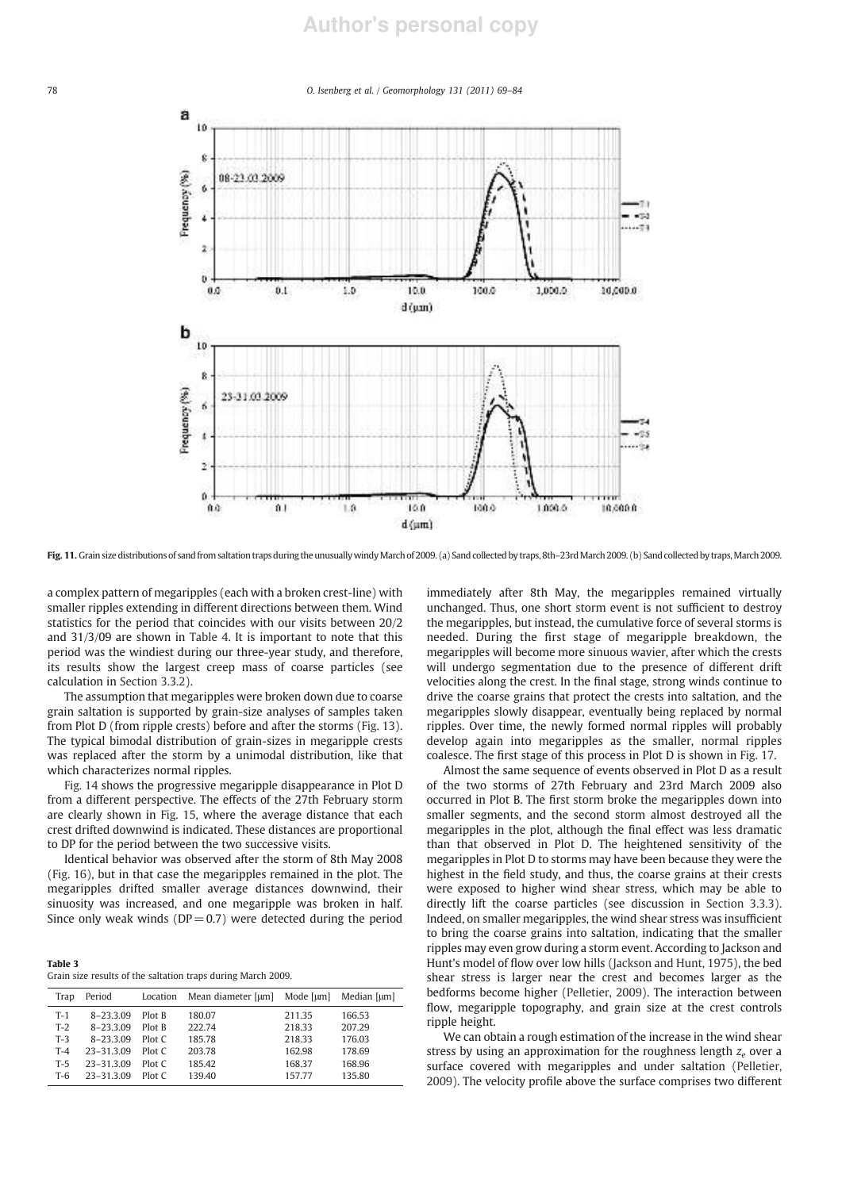**Fig. 11.** Grain size distributions of sand from saltation traps during the unusually windy March of 2009. (a) Sand collected by traps, 8th–23rd March 2009. (b) Sand collected by traps, March 2009.

a complex pattern of megaripples (each with a broken crest-line) with smaller ripples extending in different directions between them. Wind statistics for the period that coincides with our visits between 20/2 and 31/3/09 are shown in Table 4. It is important to note that this period was the windiest during our three-year study, and therefore, its results show the largest creep mass of coarse particles (see calculation in Section 3.3.2).

The assumption that megaripples were broken down due to coarse grain saltation is supported by grain-size analyses of samples taken from Plot D (from ripple crests) before and after the storms (Fig. 13). The typical bimodal distribution of grain-sizes in megaripple crests was replaced after the storm by a unimodal distribution, like that which characterizes normal ripples.

Fig. 14 shows the progressive megaripple disappearance in Plot D from a different perspective. The effects of the 27th February storm are clearly shown in Fig. 15, where the average distance that each crest drifted downwind is indicated. These distances are proportional to DP for the period between the two successive visits.

Identical behavior was observed after the storm of 8th May 2008 (Fig. 16), but in that case the megaripples remained in the plot. The megaripples drifted smaller average distances downwind, their sinuosity was increased, and one megaripple was broken in half. Since only weak winds (DP = 0.7) were detected during the period

**Table 3**
Grain size results of the saltation traps during March 2009.

| Trap | Period | Location | Mean diameter [μm] | Mode [μm] | Median [μm] |
|---|---|---|---|---|---|
| T-1 | 8–23.3.09 | Plot B | 180.07 | 211.35 | 166.53 |
| T-2 | 8–23.3.09 | Plot B | 222.74 | 218.33 | 207.29 |
| T-3 | 8–23.3.09 | Plot C | 185.78 | 218.33 | 176.03 |
| T-4 | 23–31.3.09 | Plot C | 203.78 | 162.98 | 178.69 |
| T-5 | 23–31.3.09 | Plot C | 185.42 | 168.37 | 168.96 |
| T-6 | 23–31.3.09 | Plot C | 139.40 | 157.77 | 135.80 |

immediately after 8th May, the megaripples remained virtually unchanged. Thus, one short storm event is not sufficient to destroy the megaripples, but instead, the cumulative force of several storms is needed. During the first stage of megaripple breakdown, the megaripples will become more sinuous wavier, after which the crests will undergo segmentation due to the presence of different drift velocities along the crest. In the final stage, strong winds continue to drive the coarse grains that protect the crests into saltation, and the megaripples slowly disappear, eventually being replaced by normal ripples. Over time, the newly formed normal ripples will probably develop again into megaripples as the smaller, normal ripples coalesce. The first stage of this process in Plot D is shown in Fig. 17.

Almost the same sequence of events observed in Plot D as a result of the two storms of 27th February and 23rd March 2009 also occurred in Plot B. The first storm broke the megaripples down into smaller segments, and the second storm almost destroyed all the megaripples in the plot, although the final effect was less dramatic than that observed in Plot D. The heightened sensitivity of the megaripples in Plot D to storms may have been because they were the highest in the field study, and thus, the coarse grains at their crests were exposed to higher wind shear stress, which may be able to directly lift the coarse particles (see discussion in Section 3.3.3). Indeed, on smaller megaripples, the wind shear stress was insufficient to bring the coarse grains into saltation, indicating that the smaller ripples may even grow during a storm event. According to Jackson and Hunt's model of flow over low hills (Jackson and Hunt, 1975), the bed shear stress is larger near the crest and becomes larger as the bedforms become higher (Pelletier, 2009). The interaction between flow, megaripple topography, and grain size at the crest controls ripple height.

We can obtain a rough estimation of the increase in the wind shear stress by using an approximation for the roughness length $z_e$ over a surface covered with megaripples and under saltation (Pelletier, 2009). The velocity profile above the surface comprises two different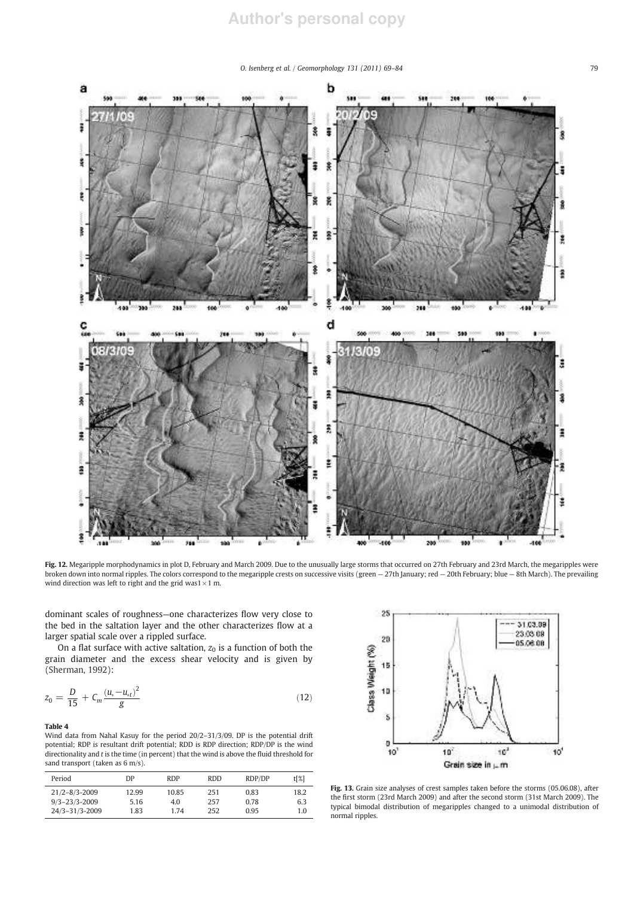**Fig. 12.** Megaripple morphodynamics in plot D, February and March 2009. Due to the unusually large storms that occurred on 27th February and 23rd March, the megaripples were broken down into normal ripples. The colors correspond to the megaripple crests on successive visits (green — 27th January; red — 20th February; blue — 8th March). The prevailing wind direction was left to right and the grid was1 × 1 m.

dominant scales of roughness—one characterizes flow very close to the bed in the saltation layer and the other characterizes flow at a larger spatial scale over a rippled surface.

On a flat surface with active saltation, $z_0$ is a function of both the grain diameter and the excess shear velocity and is given by (Sherman, 1992):

$$z_0 = \frac{D}{15} + C_m \frac{(u_* - u_{*t})^2}{g} \tag{12}$$

**Table 4**
Wind data from Nahal Kasuy for the period 20/2–31/3/09. DP is the potential drift potential; RDP is resultant drift potential; RDD is RDP direction; RDP/DP is the wind directionality and *t* is the time (in percent) that the wind is above the fluid threshold for sand transport (taken as 6 m/s).

| Period | DP | RDP | RDD | RDP/DP | t[%] |
|---|---|---|---|---|---|
| 21/2–8/3-2009 | 12.99 | 10.85 | 251 | 0.83 | 18.2 |
| 9/3–23/3-2009 | 5.16 | 4.0 | 257 | 0.78 | 6.3 |
| 24/3–31/3-2009 | 1.83 | 1.74 | 252 | 0.95 | 1.0 |

**Fig. 13.** Grain size analyses of crest samples taken before the storms (05.06.08), after the first storm (23rd March 2009) and after the second storm (31st March 2009). The typical bimodal distribution of megaripples changed to a unimodal distribution of normal ripples.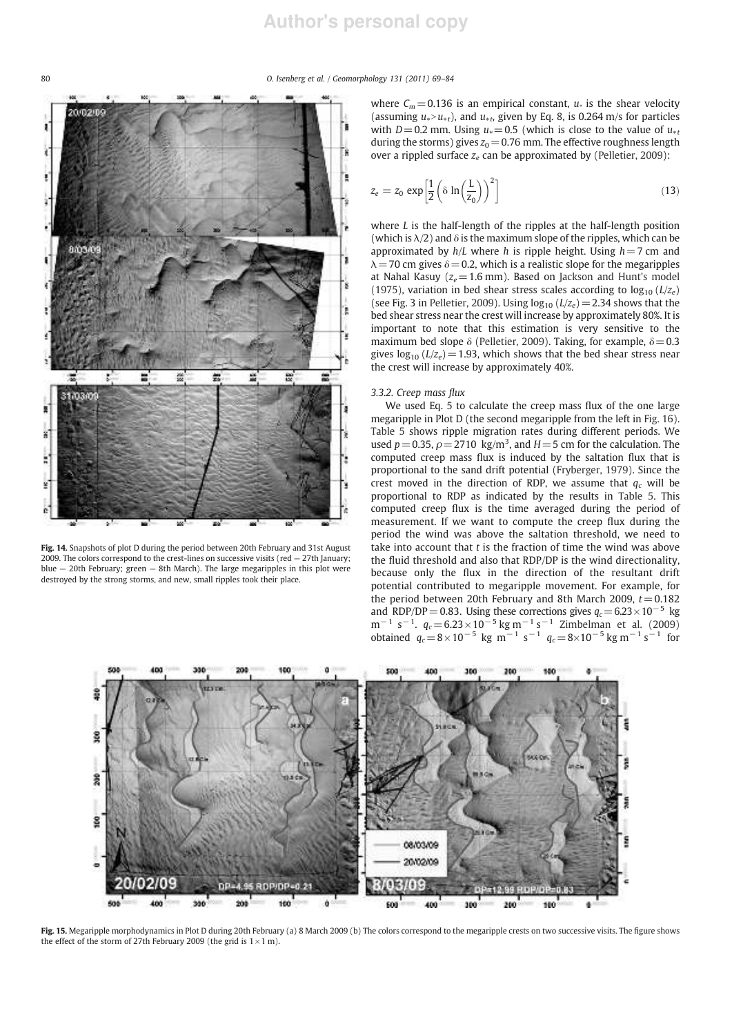where $C_m = 0.136$ is an empirical constant, $u_*$ is the shear velocity (assuming $u_* > u_{*t}$), and $u_{*t}$, given by Eq. 8, is 0.264 m/s for particles with $D = 0.2$ mm. Using $u_* = 0.5$ (which is close to the value of $u_{*t}$ during the storms) gives $z_0 = 0.76$ mm. The effective roughness length over a rippled surface $z_e$ can be approximated by (Pelletier, 2009):

$$z_e = z_0 \exp\left[\frac{1}{2}\left(\delta \ln\left(\frac{L}{z_0}\right)\right)^2\right] \tag{13}$$

where $L$ is the half-length of the ripples at the half-length position (which is $\lambda/2$) and $\delta$ is the maximum slope of the ripples, which can be approximated by $h/L$ where $h$ is ripple height. Using $h = 7$ cm and $\lambda = 70$ cm gives $\delta = 0.2$, which is a realistic slope for the megaripples at Nahal Kasuy ($z_e = 1.6$ mm). Based on Jackson and Hunt's model (1975), variation in bed shear stress scales according to $\log_{10}(L/z_e)$ (see Fig. 3 in Pelletier, 2009). Using $\log_{10}(L/z_e) = 2.34$ shows that the bed shear stress near the crest will increase by approximately 80%. It is important to note that this estimation is very sensitive to the maximum bed slope $\delta$ (Pelletier, 2009). Taking, for example, $\delta = 0.3$ gives $\log_{10}(L/z_e) = 1.93$, which shows that the bed shear stress near the crest will increase by approximately 40%.

### 3.3.2. Creep mass flux

We used Eq. 5 to calculate the creep mass flux of the one large megaripple in Plot D (the second megaripple from the left in Fig. 16). Table 5 shows ripple migration rates during different periods. We used $p = 0.35$, $\rho = 2710$ kg/m$^3$, and $H = 5$ cm for the calculation. The computed creep mass flux is induced by the saltation flux that is proportional to the sand drift potential (Fryberger, 1979). Since the crest moved in the direction of RDP, we assume that $q_c$ will be proportional to RDP as indicated by the results in Table 5. This computed creep flux is the time averaged during the period of measurement. If we want to compute the creep flux during the period the wind was above the saltation threshold, we need to take into account that $t$ is the fraction of time the wind was above the fluid threshold and also that RDP/DP is the wind directionality, because only the flux in the direction of the resultant drift potential contributed to megaripple movement. For example, for the period between 20th February and 8th March 2009, $t = 0.182$ and RDP/DP = 0.83. Using these corrections gives $q_c = 6.23 \times 10^{-5}$ kg m$^{-1}$ s$^{-1}$. $q_c = 6.23 \times 10^{-5}$ kg m$^{-1}$ s$^{-1}$ Zimbelman et al. (2009) obtained $q_c = 8 \times 10^{-5}$ kg m$^{-1}$ s$^{-1}$ $q_c = 8 \times 10^{-5}$ kg m$^{-1}$ s$^{-1}$ for

**Fig. 14.** Snapshots of plot D during the period between 20th February and 31st August 2009. The colors correspond to the crest-lines on successive visits (red — 27th January; blue — 20th February; green — 8th March). The large megaripples in this plot were destroyed by the strong storms, and new, small ripples took their place.

**Fig. 15.** Megaripple morphodynamics in Plot D during 20th February (a) 8 March 2009 (b) The colors correspond to the megaripple crests on two successive visits. The figure shows the effect of the storm of 27th February 2009 (the grid is 1 × 1 m).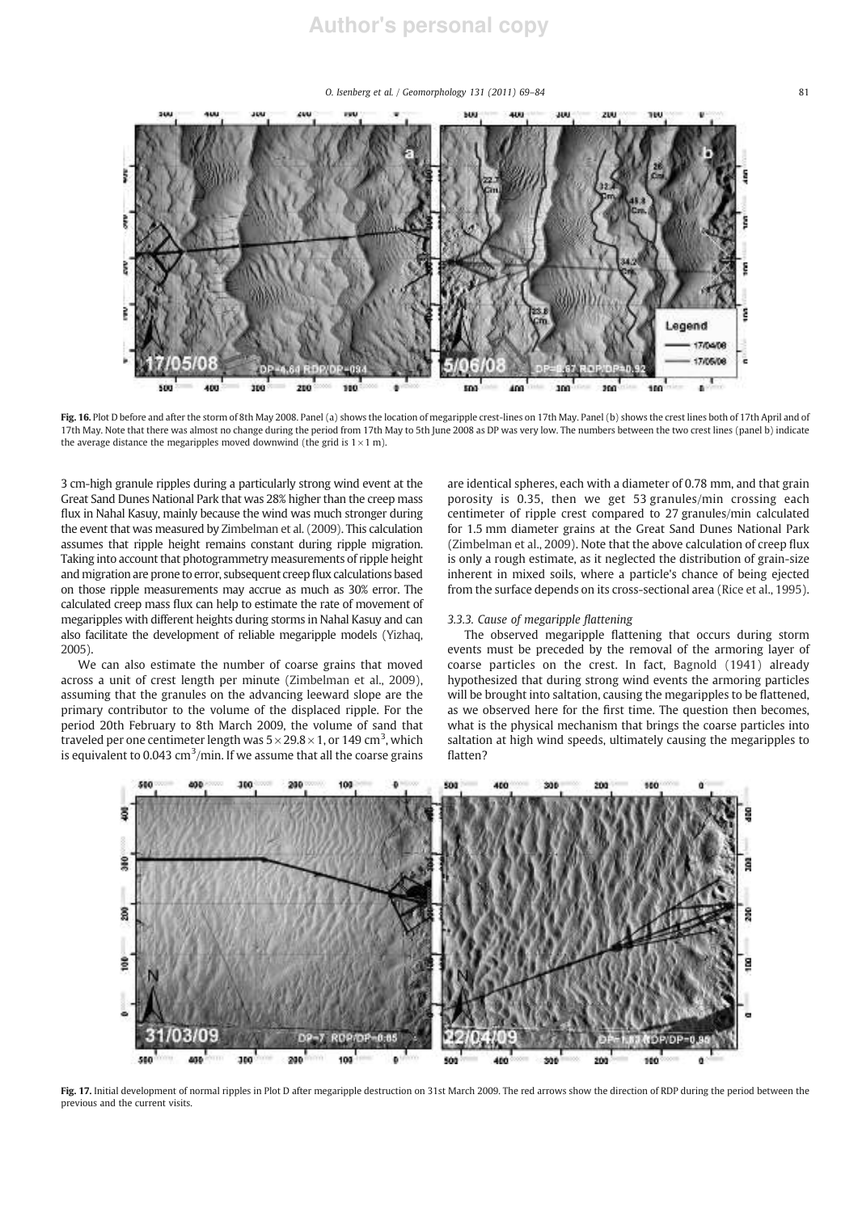Fig. 16. Plot D before and after the storm of 8th May 2008. Panel (a) shows the location of megaripple crest-lines on 17th May. Panel (b) shows the crest lines both of 17th April and of 17th May. Note that there was almost no change during the period from 17th May to 5th June 2008 as DP was very low. The numbers between the two crest lines (panel b) indicate the average distance the megaripples moved downwind (the grid is 1×1 m).

3 cm-high granule ripples during a particularly strong wind event at the Great Sand Dunes National Park that was 28% higher than the creep mass flux in Nahal Kasuy, mainly because the wind was much stronger during the event that was measured by Zimbelman et al. (2009). This calculation assumes that ripple height remains constant during ripple migration. Taking into account that photogrammetry measurements of ripple height and migration are prone to error, subsequent creep flux calculations based on those ripple measurements may accrue as much as 30% error. The calculated creep mass flux can help to estimate the rate of movement of megaripples with different heights during storms in Nahal Kasuy and can also facilitate the development of reliable megaripple models (Yizhaq, 2005).

We can also estimate the number of coarse grains that moved across a unit of crest length per minute (Zimbelman et al., 2009), assuming that the granules on the advancing leeward slope are the primary contributor to the volume of the displaced ripple. For the period 20th February to 8th March 2009, the volume of sand that traveled per one centimeter length was $5 \times 29.8 \times 1$, or 149 $cm^3$, which is equivalent to 0.043 $cm^3$/min. If we assume that all the coarse grains are identical spheres, each with a diameter of 0.78 mm, and that grain porosity is 0.35, then we get 53 granules/min crossing each centimeter of ripple crest compared to 27 granules/min calculated for 1.5 mm diameter grains at the Great Sand Dunes National Park (Zimbelman et al., 2009). Note that the above calculation of creep flux is only a rough estimate, as it neglected the distribution of grain-size inherent in mixed soils, where a particle's chance of being ejected from the surface depends on its cross-sectional area (Rice et al., 1995).

### 3.3.3. Cause of megaripple flattening

The observed megaripple flattening that occurs during storm events must be preceded by the removal of the armoring layer of coarse particles on the crest. In fact, Bagnold (1941) already hypothesized that during strong wind events the armoring particles will be brought into saltation, causing the megaripples to be flattened, as we observed here for the first time. The question then becomes, what is the physical mechanism that brings the coarse particles into saltation at high wind speeds, ultimately causing the megaripples to flatten?

Fig. 17. Initial development of normal ripples in Plot D after megaripple destruction on 31st March 2009. The red arrows show the direction of RDP during the period between the previous and the current visits.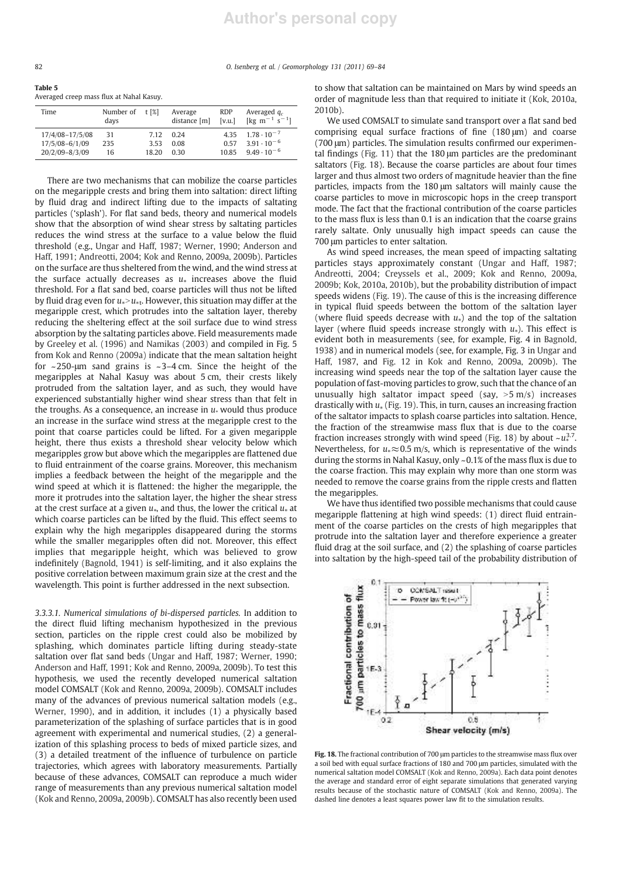**Table 5**
Averaged creep mass flux at Nahal Kasuy.

| Time | Number of days | t [%] | Average distance [m] | RDP [v.u.] | Averaged $q_c$ [kg m$^{-1}$ s$^{-1}$] |
|---|---|---|---|---|---|
| 17/4/08–17/5/08 | 31 | 7.12 | 0.24 | 4.35 | $1.78 \cdot 10^{-7}$ |
| 17/5/08–6/1/09 | 235 | 3.53 | 0.08 | 0.57 | $3.91 \cdot 10^{-6}$ |
| 20/2/09–8/3/09 | 16 | 18.20 | 0.30 | 10.85 | $9.49 \cdot 10^{-6}$ |

There are two mechanisms that can mobilize the coarse particles on the megaripple crests and bring them into saltation: direct lifting by fluid drag and indirect lifting due to the impacts of saltating particles ('splash'). For flat sand beds, theory and numerical models show that the absorption of wind shear stress by saltating particles reduces the wind stress at the surface to a value below the fluid threshold (e.g., Ungar and Haff, 1987; Werner, 1990; Anderson and Haff, 1991; Andreotti, 2004; Kok and Renno, 2009a, 2009b). Particles on the surface are thus sheltered from the wind, and the wind stress at the surface actually decreases as $u_*$ increases above the fluid threshold. For a flat sand bed, coarse particles will thus not be lifted by fluid drag even for $u_*>u_{*t}$. However, this situation may differ at the megaripple crest, which protrudes into the saltation layer, thereby reducing the sheltering effect at the soil surface due to wind stress absorption by the saltating particles above. Field measurements made by Greeley et al. (1996) and Namikas (2003) and compiled in Fig. 5 from Kok and Renno (2009a) indicate that the mean saltation height for ~250-μm sand grains is ~3–4 cm. Since the height of the megaripples at Nahal Kasuy was about 5 cm, their crests likely protruded from the saltation layer, and as such, they would have experienced substantially higher wind shear stress than that felt in the troughs. As a consequence, an increase in $u_*$ would thus produce an increase in the surface wind stress at the megaripple crest to the point that coarse particles could be lifted. For a given megaripple height, there thus exists a threshold shear velocity below which megaripples grow but above which the megaripples are flattened due to fluid entrainment of the coarse grains. Moreover, this mechanism implies a feedback between the height of the megaripple and the wind speed at which it is flattened: the higher the megaripple, the more it protrudes into the saltation layer, the higher the shear stress at the crest surface at a given $u_*$, and thus, the lower the critical $u_*$ at which coarse particles can be lifted by the fluid. This effect seems to explain why the high megaripples disappeared during the storms while the smaller megaripples often did not. Moreover, this effect implies that megaripple height, which was believed to grow indefinitely (Bagnold, 1941) is self-limiting, and it also explains the positive correlation between maximum grain size at the crest and the wavelength. This point is further addressed in the next subsection.

*3.3.3.1. Numerical simulations of bi-dispersed particles.* In addition to the direct fluid lifting mechanism hypothesized in the previous section, particles on the ripple crest could also be mobilized by splashing, which dominates particle lifting during steady-state saltation over flat sand beds (Ungar and Haff, 1987; Werner, 1990; Anderson and Haff, 1991; Kok and Renno, 2009a, 2009b). To test this hypothesis, we used the recently developed numerical saltation model COMSALT (Kok and Renno, 2009a, 2009b). COMSALT includes many of the advances of previous numerical saltation models (e.g., Werner, 1990), and in addition, it includes (1) a physically based parameterization of the splashing of surface particles that is in good agreement with experimental and numerical studies, (2) a generalization of this splashing process to beds of mixed particle sizes, and (3) a detailed treatment of the influence of turbulence on particle trajectories, which agrees with laboratory measurements. Partially because of these advances, COMSALT can reproduce a much wider range of measurements than any previous numerical saltation model (Kok and Renno, 2009a, 2009b). COMSALT has also recently been used to show that saltation can be maintained on Mars by wind speeds an order of magnitude less than that required to initiate it (Kok, 2010a, 2010b).

We used COMSALT to simulate sand transport over a flat sand bed comprising equal surface fractions of fine (180 μm) and coarse (700 μm) particles. The simulation results confirmed our experimental findings (Fig. 11) that the 180 μm particles are the predominant saltators (Fig. 18). Because the coarse particles are about four times larger and thus almost two orders of magnitude heavier than the fine particles, impacts from the 180 μm saltators will mainly cause the coarse particles to move in microscopic hops in the creep transport mode. The fact that the fractional contribution of the coarse particles to the mass flux is less than 0.1 is an indication that the coarse grains rarely saltate. Only unusually high impact speeds can cause the 700 μm particles to enter saltation.

As wind speed increases, the mean speed of impacting saltating particles stays approximately constant (Ungar and Haff, 1987; Andreotti, 2004; Creyssels et al., 2009; Kok and Renno, 2009a, 2009b; Kok, 2010a, 2010b), but the probability distribution of impact speeds widens (Fig. 19). The cause of this is the increasing difference in typical fluid speeds between the bottom of the saltation layer (where fluid speeds decrease with $u_*$) and the top of the saltation layer (where fluid speeds increase strongly with $u_*$). This effect is evident both in measurements (see, for example, Fig. 4 in Bagnold, 1938) and in numerical models (see, for example, Fig. 3 in Ungar and Haff, 1987, and Fig. 12 in Kok and Renno, 2009a, 2009b). The increasing wind speeds near the top of the saltation layer cause the population of fast-moving particles to grow, such that the chance of an unusually high saltator impact speed (say, >5 m/s) increases drastically with $u_*$ (Fig. 19). This, in turn, causes an increasing fraction of the saltator impacts to splash coarse particles into saltation. Hence, the fraction of the streamwise mass flux that is due to the coarse fraction increases strongly with wind speed (Fig. 18) by about ~$u_*^{3.7}$. Nevertheless, for $u_* \approx 0.5$ m/s, which is representative of the winds during the storms in Nahal Kasuy, only ~0.1% of the mass flux is due to the coarse fraction. This may explain why more than one storm was needed to remove the coarse grains from the ripple crests and flatten the megaripples.

We have thus identified two possible mechanisms that could cause megaripple flattening at high wind speeds: (1) direct fluid entrainment of the coarse particles on the crests of high megaripples that protrude into the saltation layer and therefore experience a greater fluid drag at the soil surface, and (2) the splashing of coarse particles into saltation by the high-speed tail of the probability distribution of

**Fig. 18.** The fractional contribution of 700 μm particles to the streamwise mass flux over a soil bed with equal surface fractions of 180 and 700 μm particles, simulated with the numerical saltation model COMSALT (Kok and Renno, 2009a). Each data point denotes the average and standard error of eight separate simulations that generated varying results because of the stochastic nature of COMSALT (Kok and Renno, 2009a). The dashed line denotes a least squares power law fit to the simulation results.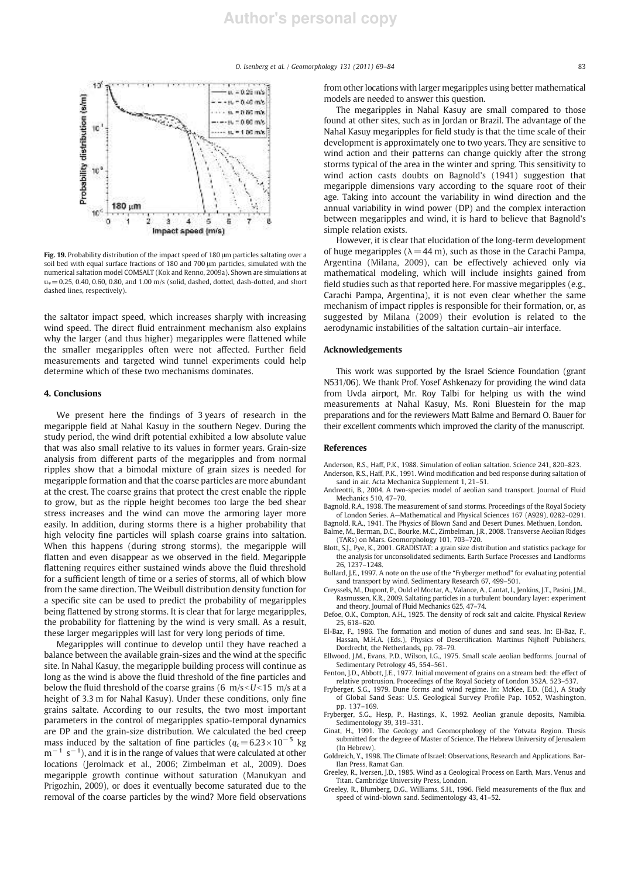Impact speed (m/s)

Probability distribution (s/m)

180 μm

$u_* = 0.25$ m/s

$u_* = 0.40$ m/s

$u_* = 0.60$ m/s

$u_* = 0.80$ m/s

$u_* = 1.00$ m/s

**Fig. 19.** Probability distribution of the impact speed of 180 μm particles saltating over a soil bed with equal surface fractions of 180 and 700 μm particles, simulated with the numerical saltation model COMSALT (Kok and Renno, 2009a). Shown are simulations at $u_* = 0.25$, 0.40, 0.60, 0.80, and 1.00 m/s (solid, dashed, dotted, dash-dotted, and short dashed lines, respectively).

the saltator impact speed, which increases sharply with increasing wind speed. The direct fluid entrainment mechanism also explains why the larger (and thus higher) megaripples were flattened while the smaller megaripples often were not affected. Further field measurements and targeted wind tunnel experiments could help determine which of these two mechanisms dominates.

## 4. Conclusions

We present here the findings of 3 years of research in the megaripple field at Nahal Kasuy in the southern Negev. During the study period, the wind drift potential exhibited a low absolute value that was also small relative to its values in former years. Grain-size analysis from different parts of the megaripples and from normal ripples show that a bimodal mixture of grain sizes is needed for megaripple formation and that the coarse particles are more abundant at the crest. The coarse grains that protect the crest enable the ripple to grow, but as the ripple height becomes too large the bed shear stress increases and the wind can move the armoring layer more easily. In addition, during storms there is a higher probability that high velocity fine particles will splash coarse grains into saltation. When this happens (during strong storms), the megaripple will flatten and even disappear as we observed in the field. Megaripple flattening requires either sustained winds above the fluid threshold for a sufficient length of time or a series of storms, all of which blow from the same direction. The Weibull distribution density function for a specific site can be used to predict the probability of megaripples being flattened by strong storms. It is clear that for large megaripples, the probability for flattening by the wind is very small. As a result, these larger megaripples will last for very long periods of time.

Megaripples will continue to develop until they have reached a balance between the available grain-sizes and the wind at the specific site. In Nahal Kasuy, the megaripple building process will continue as long as the wind is above the fluid threshold of the fine particles and below the fluid threshold of the coarse grains ($6\ \text{m/s} < U < 15\ \text{m/s}$ at a height of 3.3 m for Nahal Kasuy). Under these conditions, only fine grains saltate. According to our results, the two most important parameters in the control of megaripples spatio-temporal dynamics are DP and the grain-size distribution. We calculated the bed creep mass induced by the saltation of fine particles ($q_c = 6.23 \times 10^{-5}$ kg $\text{m}^{-1}\ \text{s}^{-1}$), and it is in the range of values that were calculated at other locations (Jerolmack et al., 2006; Zimbelman et al., 2009). Does megaripple growth continue without saturation (Manukyan and Prigozhin, 2009), or does it eventually become saturated due to the removal of the coarse particles by the wind? More field observations from other locations with larger megaripples using better mathematical models are needed to answer this question.

The megaripples in Nahal Kasuy are small compared to those found at other sites, such as in Jordan or Brazil. The advantage of the Nahal Kasuy megaripples for field study is that the time scale of their development is approximately one to two years. They are sensitive to wind action and their patterns can change quickly after the strong storms typical of the area in the winter and spring. This sensitivity to wind action casts doubts on Bagnold's (1941) suggestion that megaripple dimensions vary according to the square root of their age. Taking into account the variability in wind direction and the annual variability in wind power (DP) and the complex interaction between megaripples and wind, it is hard to believe that Bagnold's simple relation exists.

However, it is clear that elucidation of the long-term development of huge megaripples ($\lambda = 44$ m), such as those in the Carachi Pampa, Argentina (Milana, 2009), can be effectively achieved only via mathematical modeling, which will include insights gained from field studies such as that reported here. For massive megaripples (e.g., Carachi Pampa, Argentina), it is not even clear whether the same mechanism of impact ripples is responsible for their formation, or, as suggested by Milana (2009) their evolution is related to the aerodynamic instabilities of the saltation curtain–air interface.

## Acknowledgements

This work was supported by the Israel Science Foundation (grant N531/06). We thank Prof. Yosef Ashkenazy for providing the wind data from Uvda airport, Mr. Roy Talbi for helping us with the wind measurements at Nahal Kasuy, Ms. Roni Bluestein for the map preparations and for the reviewers Matt Balme and Bernard O. Bauer for their excellent comments which improved the clarity of the manuscript.

## References

Anderson, R.S., Haff, P.K., 1988. Simulation of eolian saltation. Science 241, 820–823.

Anderson, R.S., Haff, P.K., 1991. Wind modification and bed response during saltation of sand in air. Acta Mechanica Supplement 1, 21–51.

Andreotti, B., 2004. A two-species model of aeolian sand transport. Journal of Fluid Mechanics 510, 47–70.

Bagnold, R.A., 1938. The measurement of sand storms. Proceedings of the Royal Society of London Series. A—Mathematical and Physical Sciences 167 (A929), 0282–0291.

Bagnold, R.A., 1941. The Physics of Blown Sand and Desert Dunes. Methuen, London.

Balme, M., Berman, D.C., Bourke, M.C., Zimbelman, J.R., 2008. Transverse Aeolian Ridges (TARs) on Mars. Geomorphology 101, 703–720.

Blott, S.J., Pye, K., 2001. GRADISTAT: a grain size distribution and statistics package for the analysis for unconsolidated sediments. Earth Surface Processes and Landforms 26, 1237–1248.

Bullard, J.E., 1997. A note on the use of the "Fryberger method" for evaluating potential sand transport by wind. Sedimentary Research 67, 499–501.

Creyssels, M., Dupont, P., Ould el Moctar, A., Valance, A., Cantat, I., Jenkins, J.T., Pasini, J.M., Rasmussen, K.R., 2009. Saltating particles in a turbulent boundary layer: experiment and theory. Journal of Fluid Mechanics 625, 47–74.

Defoe, O.K., Compton, A.H., 1925. The density of rock salt and calcite. Physical Review 25, 618–620.

El-Baz, F., 1986. The formation and motion of dunes and sand seas. In: El-Baz, F., Hassan, M.H.A. (Eds.), Physics of Desertification. Martinus Nijhoff Publishers, Dordrecht, the Netherlands, pp. 78–79.

Ellwood, J.M., Evans, P.D., Wilson, I.G., 1975. Small scale aeolian bedforms. Journal of Sedimentary Petrology 45, 554–561.

Fenton, J.D., Abbott, J.E., 1977. Initial movement of grains on a stream bed: the effect of relative protrusion. Proceedings of the Royal Society of London 352A, 523–537.

Fryberger, S.G., 1979. Dune forms and wind regime. In: McKee, E.D. (Ed.), A Study of Global Sand Seas: U.S. Geological Survey Profile Pap. 1052, Washington, pp. 137–169.

Fryberger, S.G., Hesp, P., Hastings, K., 1992. Aeolian granule deposits, Namibia. Sedimentology 39, 319–331.

Ginat, H., 1991. The Geology and Geomorphology of the Yotvata Region. Thesis submitted for the degree of Master of Science. The Hebrew University of Jerusalem (In Hebrew).

Goldreich, Y., 1998. The Climate of Israel: Observations, Research and Applications. Bar-Ilan Press, Ramat Gan.

Greeley, R., Iversen, J.D., 1985. Wind as a Geological Process on Earth, Mars, Venus and Titan. Cambridge University Press, London.

Greeley, R., Blumberg, D.G., Williams, S.H., 1996. Field measurements of the flux and speed of wind-blown sand. Sedimentology 43, 41–52.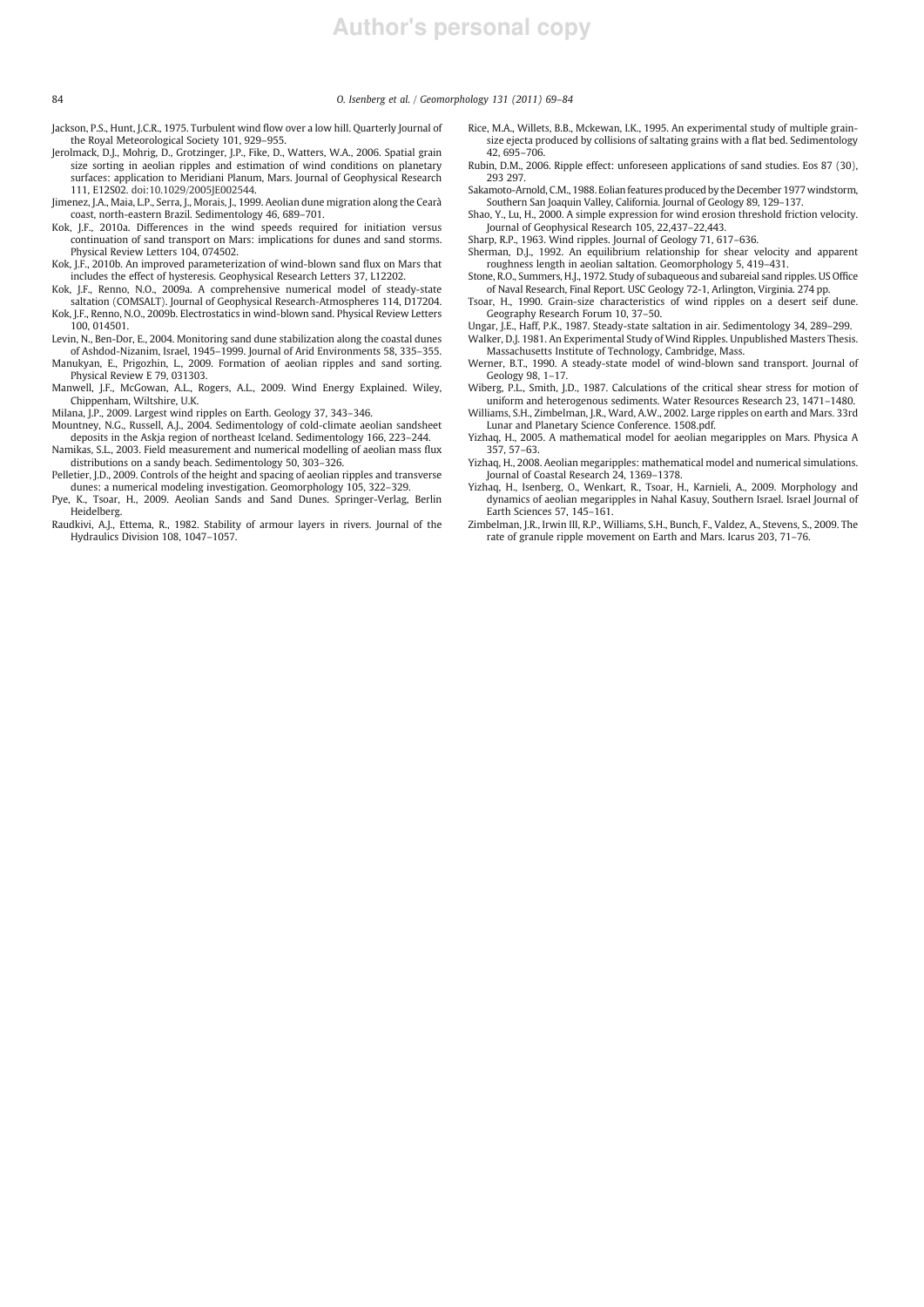Jackson, P.S., Hunt, J.C.R., 1975. Turbulent wind flow over a low hill. Quarterly Journal of the Royal Meteorological Society 101, 929–955.

Jerolmack, D.J., Mohrig, D., Grotzinger, J.P., Fike, D., Watters, W.A., 2006. Spatial grain size sorting in aeolian ripples and estimation of wind conditions on planetary surfaces: application to Meridiani Planum, Mars. Journal of Geophysical Research 111, E12S02. doi:10.1029/2005JE002544.

Jimenez, J.A., Maia, L.P., Serra, J., Morais, J., 1999. Aeolian dune migration along the Cearà coast, north-eastern Brazil. Sedimentology 46, 689–701.

Kok, J.F., 2010a. Differences in the wind speeds required for initiation versus continuation of sand transport on Mars: implications for dunes and sand storms. Physical Review Letters 104, 074502.

Kok, J.F., 2010b. An improved parameterization of wind-blown sand flux on Mars that includes the effect of hysteresis. Geophysical Research Letters 37, L12202.

Kok, J.F., Renno, N.O., 2009a. A comprehensive numerical model of steady-state saltation (COMSALT). Journal of Geophysical Research-Atmospheres 114, D17204.

Kok, J.F., Renno, N.O., 2009b. Electrostatics in wind-blown sand. Physical Review Letters 100, 014501.

Levin, N., Ben-Dor, E., 2004. Monitoring sand dune stabilization along the coastal dunes of Ashdod-Nizanim, Israel, 1945–1999. Journal of Arid Environments 58, 335–355.

Manukyan, E., Prigozhin, L., 2009. Formation of aeolian ripples and sand sorting. Physical Review E 79, 031303.

Manwell, J.F., McGowan, A.L., Rogers, A.L., 2009. Wind Energy Explained. Wiley, Chippenham, Wiltshire, U.K.

Milana, J.P., 2009. Largest wind ripples on Earth. Geology 37, 343–346.

Mountney, N.G., Russell, A.J., 2004. Sedimentology of cold-climate aeolian sandsheet deposits in the Askja region of northeast Iceland. Sedimentology 166, 223–244.

Namikas, S.L., 2003. Field measurement and numerical modelling of aeolian mass flux distributions on a sandy beach. Sedimentology 50, 303–326.

Pelletier, J.D., 2009. Controls of the height and spacing of aeolian ripples and transverse dunes: a numerical modeling investigation. Geomorphology 105, 322–329.

Pye, K., Tsoar, H., 2009. Aeolian Sands and Sand Dunes. Springer-Verlag, Berlin Heidelberg.

Raudkivi, A.J., Ettema, R., 1982. Stability of armour layers in rivers. Journal of the Hydraulics Division 108, 1047–1057.

Rice, M.A., Willets, B.B., Mckewan, I.K., 1995. An experimental study of multiple grain-size ejecta produced by collisions of saltating grains with a flat bed. Sedimentology 42, 695–706.

Rubin, D.M., 2006. Ripple effect: unforeseen applications of sand studies. Eos 87 (30), 293 297.

Sakamoto-Arnold, C.M., 1988. Eolian features produced by the December 1977 windstorm, Southern San Joaquin Valley, California. Journal of Geology 89, 129–137.

Shao, Y., Lu, H., 2000. A simple expression for wind erosion threshold friction velocity. Journal of Geophysical Research 105, 22,437–22,443.

Sharp, R.P., 1963. Wind ripples. Journal of Geology 71, 617–636.

Sherman, D.J., 1992. An equilibrium relationship for shear velocity and apparent roughness length in aeolian saltation. Geomorphology 5, 419–431.

Stone, R.O., Summers, H.J., 1972. Study of subaqueous and subareial sand ripples. US Office of Naval Research, Final Report. USC Geology 72-1, Arlington, Virginia. 274 pp.

Tsoar, H., 1990. Grain-size characteristics of wind ripples on a desert seif dune. Geography Research Forum 10, 37–50.

Ungar, J.E., Haff, P.K., 1987. Steady-state saltation in air. Sedimentology 34, 289–299.

Walker, D.J. 1981. An Experimental Study of Wind Ripples. Unpublished Masters Thesis. Massachusetts Institute of Technology, Cambridge, Mass.

Werner, B.T., 1990. A steady-state model of wind-blown sand transport. Journal of Geology 98, 1–17.

Wiberg, P.L., Smith, J.D., 1987. Calculations of the critical shear stress for motion of uniform and heterogenous sediments. Water Resources Research 23, 1471–1480.

Williams, S.H., Zimbelman, J.R., Ward, A.W., 2002. Large ripples on earth and Mars. 33rd Lunar and Planetary Science Conference. 1508.pdf.

Yizhaq, H., 2005. A mathematical model for aeolian megaripples on Mars. Physica A 357, 57–63.

Yizhaq, H., 2008. Aeolian megaripples: mathematical model and numerical simulations. Journal of Coastal Research 24, 1369–1378.

Yizhaq, H., Isenberg, O., Wenkart, R., Tsoar, H., Karnieli, A., 2009. Morphology and dynamics of aeolian megaripples in Nahal Kasuy, Southern Israel. Israel Journal of Earth Sciences 57, 145–161.

Zimbelman, J.R., Irwin III, R.P., Williams, S.H., Bunch, F., Valdez, A., Stevens, S., 2009. The rate of granule ripple movement on Earth and Mars. Icarus 203, 71–76.